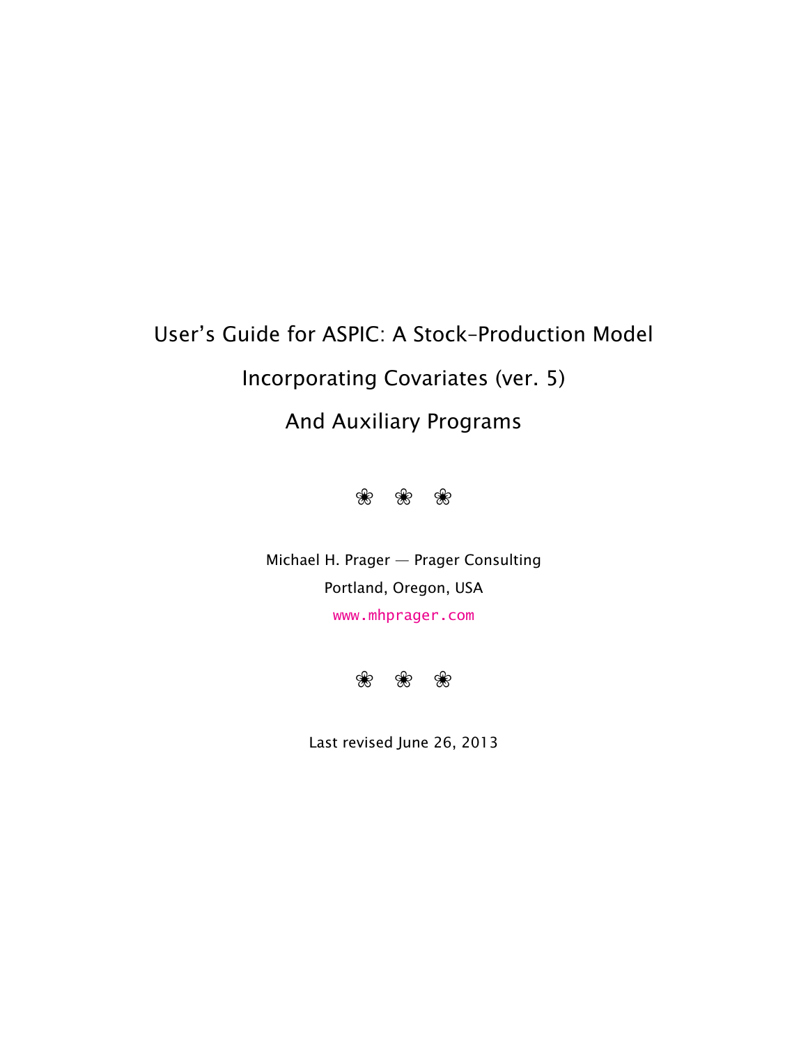# User's Guide for ASPIC: A Stock-Production Model Incorporating Covariates (ver. 5) And Auxiliary Programs

❀ ❀ ❀

Michael H. Prager — Prager Consulting

Portland, Oregon, USA

www.mhprager.com

❀ ❀ ❀

Last revised June 26, 2013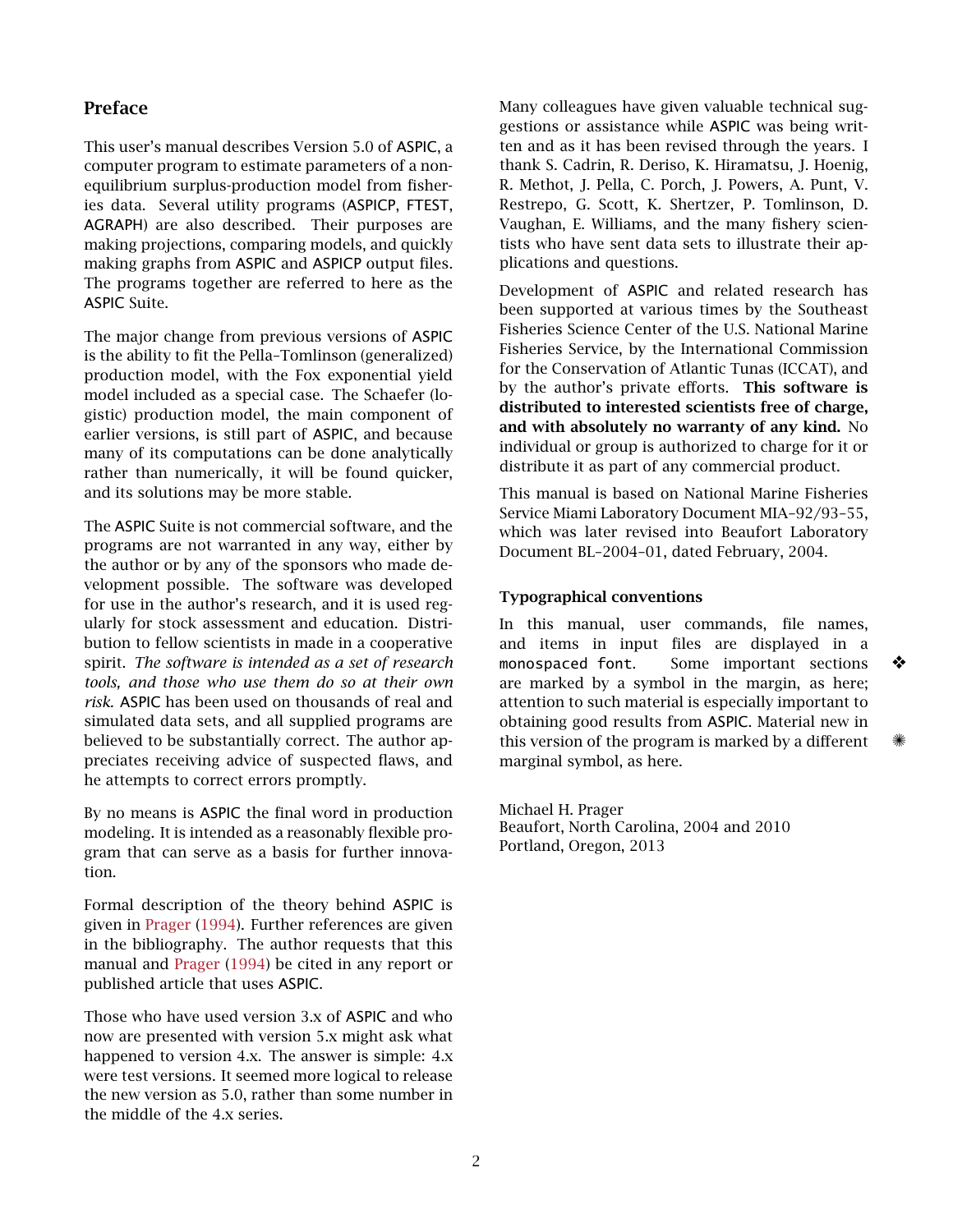## Preface

This user's manual describes Version 5.0 of ASPIC, a computer program to estimate parameters of a non-equilibrium surplus-production model from fisheries data. Several utility programs (ASPICP, FTEST, AGRAPH) are also described. Their purposes are making projections, comparing models, and quickly making graphs from ASPIC and ASPICP output files. The programs together are referred to here as the ASPIC Suite.

The major change from previous versions of ASPIC is the ability to fit the Pella–Tomlinson (generalized) production model, with the Fox exponential yield model included as a special case. The Schaefer (logistic) production model, the main component of earlier versions, is still part of ASPIC, and because many of its computations can be done analytically rather than numerically, it will be found quicker, and its solutions may be more stable.

The ASPIC Suite is not commercial software, and the programs are not warranted in any way, either by the author or by any of the sponsors who made development possible. The software was developed for use in the author's research, and it is used regularly for stock assessment and education. Distribution to fellow scientists in made in a cooperative spirit. *The software is intended as a set of research tools, and those who use them do so at their own risk.* ASPIC has been used on thousands of real and simulated data sets, and all supplied programs are believed to be substantially correct. The author appreciates receiving advice of suspected flaws, and he attempts to correct errors promptly.

By no means is ASPIC the final word in production modeling. It is intended as a reasonably flexible program that can serve as a basis for further innovation.

Formal description of the theory behind ASPIC is given in Prager (1994). Further references are given in the bibliography. The author requests that this manual and Prager (1994) be cited in any report or published article that uses ASPIC.

Those who have used version 3.x of ASPIC and who now are presented with version 5.x might ask what happened to version 4.x. The answer is simple: 4.x were test versions. It seemed more logical to release the new version as 5.0, rather than some number in the middle of the 4.x series.

Many colleagues have given valuable technical suggestions or assistance while ASPIC was being written and as it has been revised through the years. I thank S. Cadrin, R. Deriso, K. Hiramatsu, J. Hoenig, R. Methot, J. Pella, C. Porch, J. Powers, A. Punt, V. Restrepo, G. Scott, K. Shertzer, P. Tomlinson, D. Vaughan, E. Williams, and the many fishery scientists who have sent data sets to illustrate their applications and questions.

Development of ASPIC and related research has been supported at various times by the Southeast Fisheries Science Center of the U.S. National Marine Fisheries Service, by the International Commission for the Conservation of Atlantic Tunas (ICCAT), and by the author's private efforts. **This software is distributed to interested scientists free of charge, and with absolutely no warranty of any kind.** No individual or group is authorized to charge for it or distribute it as part of any commercial product.

This manual is based on National Marine Fisheries Service Miami Laboratory Document MIA–92/93–55, which was later revised into Beaufort Laboratory Document BL–2004–01, dated February, 2004.

### Typographical conventions

In this manual, user commands, file names, and items in input files are displayed in a `monospaced font`. Some important sections are marked by a symbol in the margin, as here; attention to such material is especially important to obtaining good results from ASPIC. Material new in this version of the program is marked by a different marginal symbol, as here.

❖

✺

Michael H. Prager
Beaufort, North Carolina, 2004 and 2010
Portland, Oregon, 2013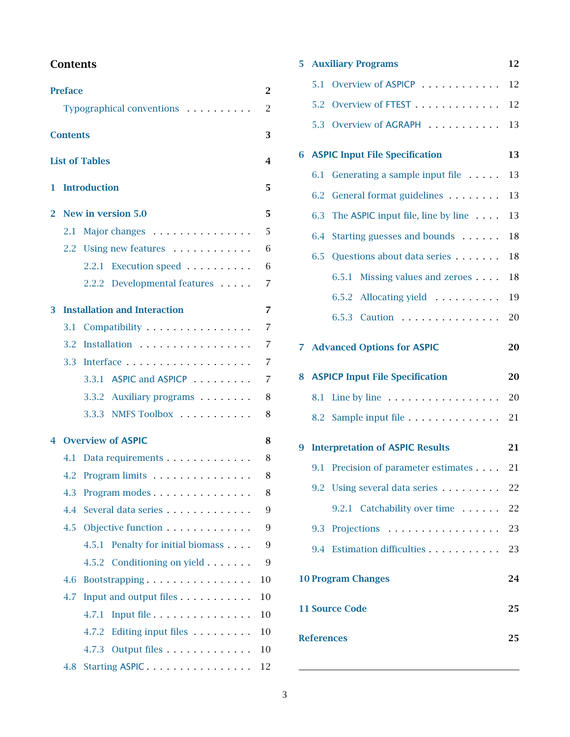# Contents

**Preface** 2

- Typographical conventions ... 2

**Contents** 3

**List of Tables** 4

**1 Introduction** 5

**2 New in version 5.0** 5

- 2.1 Major changes ... 5
- 2.2 Using new features ... 6
  - 2.2.1 Execution speed ... 6
  - 2.2.2 Developmental features ... 7

**3 Installation and Interaction** 7

- 3.1 Compatibility ... 7
- 3.2 Installation ... 7
- 3.3 Interface ... 7
  - 3.3.1 ASPIC and ASPICP ... 7
  - 3.3.2 Auxiliary programs ... 8
  - 3.3.3 NMFS Toolbox ... 8

**4 Overview of ASPIC** 8

- 4.1 Data requirements ... 8
- 4.2 Program limits ... 8
- 4.3 Program modes ... 8
- 4.4 Several data series ... 9
- 4.5 Objective function ... 9
  - 4.5.1 Penalty for initial biomass ... 9
  - 4.5.2 Conditioning on yield ... 9
- 4.6 Bootstrapping ... 10
- 4.7 Input and output files ... 10
  - 4.7.1 Input file ... 10
  - 4.7.2 Editing input files ... 10
  - 4.7.3 Output files ... 10
- 4.8 Starting ASPIC ... 12

**5 Auxiliary Programs** 12

- 5.1 Overview of ASPICP ... 12
- 5.2 Overview of FTEST ... 12
- 5.3 Overview of AGRAPH ... 13

**6 ASPIC Input File Specification** 13

- 6.1 Generating a sample input file ... 13
- 6.2 General format guidelines ... 13
- 6.3 The ASPIC input file, line by line ... 13
- 6.4 Starting guesses and bounds ... 18
- 6.5 Questions about data series ... 18
  - 6.5.1 Missing values and zeroes ... 18
  - 6.5.2 Allocating yield ... 19
  - 6.5.3 Caution ... 20

**7 Advanced Options for ASPIC** 20

**8 ASPICP Input File Specification** 20

- 8.1 Line by line ... 20
- 8.2 Sample input file ... 21

**9 Interpretation of ASPIC Results** 21

- 9.1 Precision of parameter estimates ... 21
- 9.2 Using several data series ... 22
  - 9.2.1 Catchability over time ... 22
- 9.3 Projections ... 23
- 9.4 Estimation difficulties ... 23

**10 Program Changes** 24

**11 Source Code** 25

**References** 25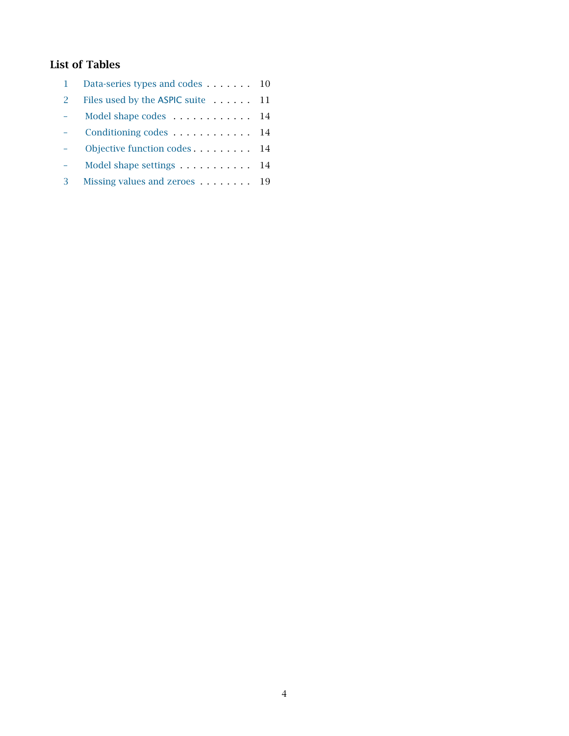## List of Tables

| | | |
|---|---|---|
| 1 | Data-series types and codes | 10 |
| 2 | Files used by the ASPIC suite | 11 |
| – | Model shape codes | 14 |
| – | Conditioning codes | 14 |
| – | Objective function codes | 14 |
| – | Model shape settings | 14 |
| 3 | Missing values and zeroes | 19 |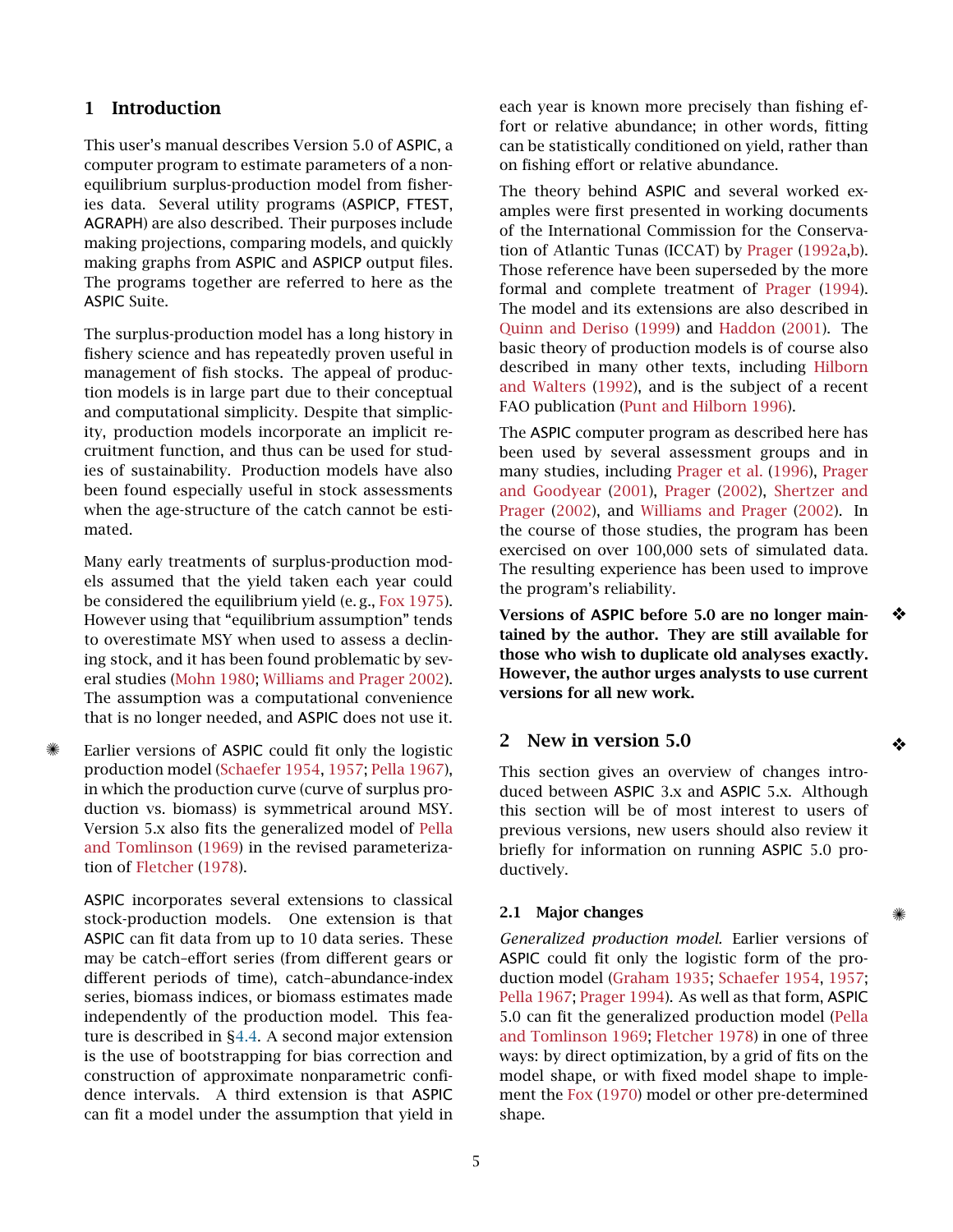# 1 Introduction

This user's manual describes Version 5.0 of ASPIC, a computer program to estimate parameters of a non-equilibrium surplus-production model from fisheries data. Several utility programs (ASPICP, FTEST, AGRAPH) are also described. Their purposes include making projections, comparing models, and quickly making graphs from ASPIC and ASPICP output files. The programs together are referred to here as the ASPIC Suite.

The surplus-production model has a long history in fishery science and has repeatedly proven useful in management of fish stocks. The appeal of production models is in large part due to their conceptual and computational simplicity. Despite that simplicity, production models incorporate an implicit recruitment function, and thus can be used for studies of sustainability. Production models have also been found especially useful in stock assessments when the age-structure of the catch cannot be estimated.

Many early treatments of surplus-production models assumed that the yield taken each year could be considered the equilibrium yield (e. g., Fox 1975). However using that "equilibrium assumption" tends to overestimate MSY when used to assess a declining stock, and it has been found problematic by several studies (Mohn 1980; Williams and Prager 2002). The assumption was a computational convenience that is no longer needed, and ASPIC does not use it.

✷ Earlier versions of ASPIC could fit only the logistic production model (Schaefer 1954, 1957; Pella 1967), in which the production curve (curve of surplus production vs. biomass) is symmetrical around MSY. Version 5.x also fits the generalized model of Pella and Tomlinson (1969) in the revised parameterization of Fletcher (1978).

ASPIC incorporates several extensions to classical stock-production models. One extension is that ASPIC can fit data from up to 10 data series. These may be catch–effort series (from different gears or different periods of time), catch–abundance-index series, biomass indices, or biomass estimates made independently of the production model. This feature is described in §4.4. A second major extension is the use of bootstrapping for bias correction and construction of approximate nonparametric confidence intervals. A third extension is that ASPIC can fit a model under the assumption that yield in each year is known more precisely than fishing effort or relative abundance; in other words, fitting can be statistically conditioned on yield, rather than on fishing effort or relative abundance.

The theory behind ASPIC and several worked examples were first presented in working documents of the International Commission for the Conservation of Atlantic Tunas (ICCAT) by Prager (1992a,b). Those reference have been superseded by the more formal and complete treatment of Prager (1994). The model and its extensions are also described in Quinn and Deriso (1999) and Haddon (2001). The basic theory of production models is of course also described in many other texts, including Hilborn and Walters (1992), and is the subject of a recent FAO publication (Punt and Hilborn 1996).

The ASPIC computer program as described here has been used by several assessment groups and in many studies, including Prager et al. (1996), Prager and Goodyear (2001), Prager (2002), Shertzer and Prager (2002), and Williams and Prager (2002). In the course of those studies, the program has been exercised on over 100,000 sets of simulated data. The resulting experience has been used to improve the program's reliability.

❖ **Versions of ASPIC before 5.0 are no longer maintained by the author. They are still available for those who wish to duplicate old analyses exactly. However, the author urges analysts to use current versions for all new work.**

# 2 New in version 5.0 ❖

This section gives an overview of changes introduced between ASPIC 3.x and ASPIC 5.x. Although this section will be of most interest to users of previous versions, new users should also review it briefly for information on running ASPIC 5.0 productively.

## 2.1 Major changes ✷

*Generalized production model.* Earlier versions of ASPIC could fit only the logistic form of the production model (Graham 1935; Schaefer 1954, 1957; Pella 1967; Prager 1994). As well as that form, ASPIC 5.0 can fit the generalized production model (Pella and Tomlinson 1969; Fletcher 1978) in one of three ways: by direct optimization, by a grid of fits on the model shape, or with fixed model shape to implement the Fox (1970) model or other pre-determined shape.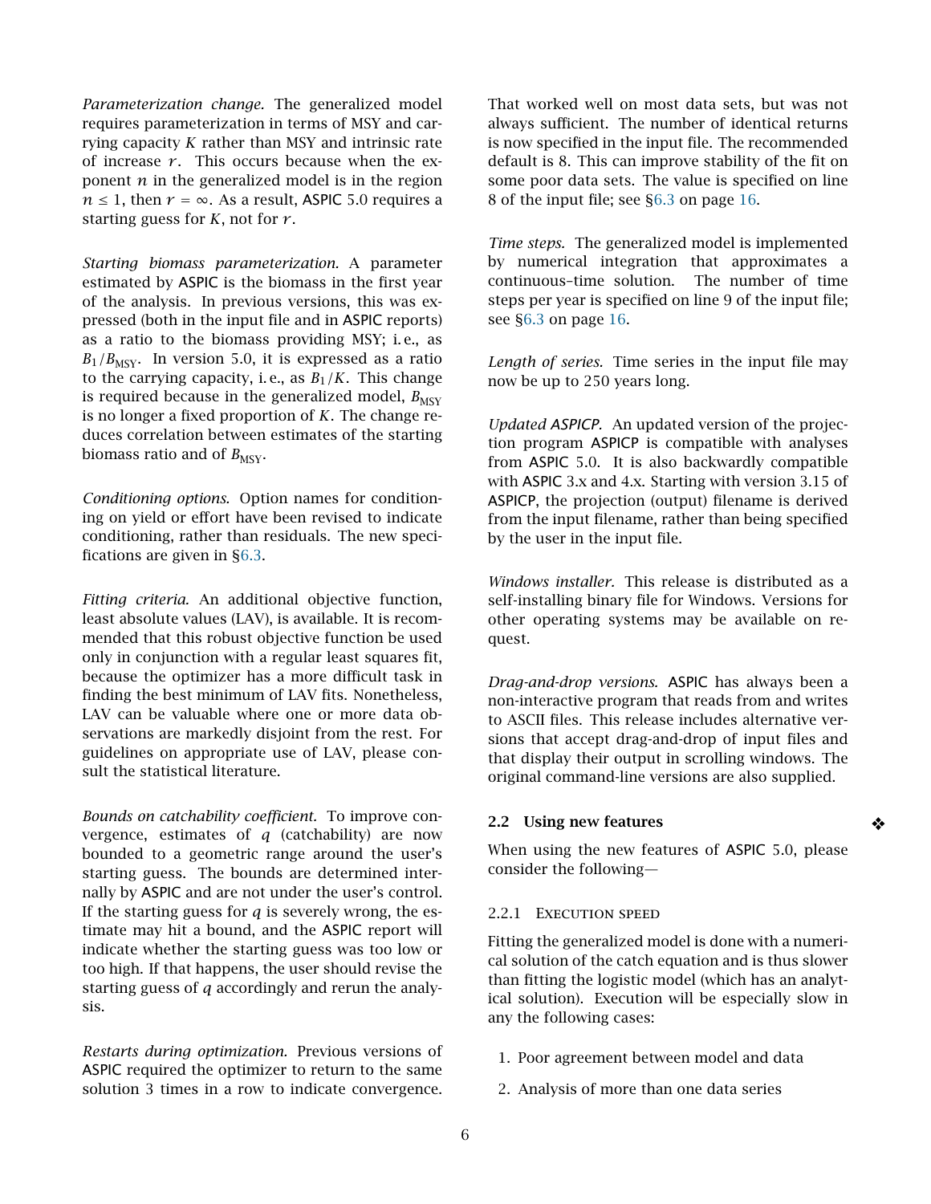*Parameterization change.* The generalized model requires parameterization in terms of MSY and carrying capacity $K$ rather than MSY and intrinsic rate of increase $r$. This occurs because when the exponent $n$ in the generalized model is in the region $n \le 1$, then $r = \infty$. As a result, ASPIC 5.0 requires a starting guess for $K$, not for $r$.

*Starting biomass parameterization.* A parameter estimated by ASPIC is the biomass in the first year of the analysis. In previous versions, this was expressed (both in the input file and in ASPIC reports) as a ratio to the biomass providing MSY; i. e., as $B_1/B_{\text{MSY}}$. In version 5.0, it is expressed as a ratio to the carrying capacity, i. e., as $B_1/K$. This change is required because in the generalized model, $B_{\text{MSY}}$ is no longer a fixed proportion of $K$. The change reduces correlation between estimates of the starting biomass ratio and of $B_{\text{MSY}}$.

*Conditioning options.* Option names for conditioning on yield or effort have been revised to indicate conditioning, rather than residuals. The new specifications are given in §6.3.

*Fitting criteria.* An additional objective function, least absolute values (LAV), is available. It is recommended that this robust objective function be used only in conjunction with a regular least squares fit, because the optimizer has a more difficult task in finding the best minimum of LAV fits. Nonetheless, LAV can be valuable where one or more data observations are markedly disjoint from the rest. For guidelines on appropriate use of LAV, please consult the statistical literature.

*Bounds on catchability coefficient.* To improve convergence, estimates of $q$ (catchability) are now bounded to a geometric range around the user's starting guess. The bounds are determined internally by ASPIC and are not under the user's control. If the starting guess for $q$ is severely wrong, the estimate may hit a bound, and the ASPIC report will indicate whether the starting guess was too low or too high. If that happens, the user should revise the starting guess of $q$ accordingly and rerun the analysis.

*Restarts during optimization.* Previous versions of ASPIC required the optimizer to return to the same solution 3 times in a row to indicate convergence. That worked well on most data sets, but was not always sufficient. The number of identical returns is now specified in the input file. The recommended default is 8. This can improve stability of the fit on some poor data sets. The value is specified on line 8 of the input file; see §6.3 on page 16.

*Time steps.* The generalized model is implemented by numerical integration that approximates a continuous–time solution. The number of time steps per year is specified on line 9 of the input file; see §6.3 on page 16.

*Length of series.* Time series in the input file may now be up to 250 years long.

*Updated ASPICP.* An updated version of the projection program ASPICP is compatible with analyses from ASPIC 5.0. It is also backwardly compatible with ASPIC 3.x and 4.x. Starting with version 3.15 of ASPICP, the projection (output) filename is derived from the input filename, rather than being specified by the user in the input file.

*Windows installer.* This release is distributed as a self-installing binary file for Windows. Versions for other operating systems may be available on request.

*Drag-and-drop versions.* ASPIC has always been a non-interactive program that reads from and writes to ASCII files. This release includes alternative versions that accept drag-and-drop of input files and that display their output in scrolling windows. The original command-line versions are also supplied.

## 2.2 Using new features

When using the new features of ASPIC 5.0, please consider the following—

### 2.2.1 Execution speed

Fitting the generalized model is done with a numerical solution of the catch equation and is thus slower than fitting the logistic model (which has an analytical solution). Execution will be especially slow in any the following cases:

1. Poor agreement between model and data
2. Analysis of more than one data series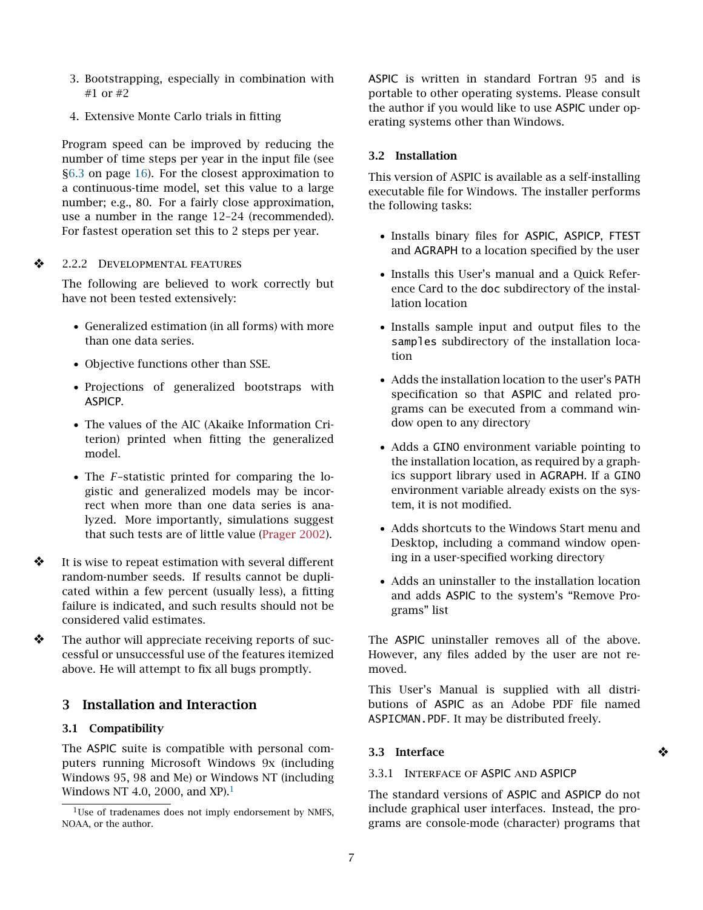3. Bootstrapping, especially in combination with #1 or #2
4. Extensive Monte Carlo trials in fitting

Program speed can be improved by reducing the number of time steps per year in the input file (see §6.3 on page 16). For the closest approximation to a continuous-time model, set this value to a large number; e.g., 80. For a fairly close approximation, use a number in the range 12–24 (recommended). For fastest operation set this to 2 steps per year.

❖ 2.2.2 Developmental features

The following are believed to work correctly but have not been tested extensively:

- Generalized estimation (in all forms) with more than one data series.
- Objective functions other than SSE.
- Projections of generalized bootstraps with ASPICP.
- The values of the AIC (Akaike Information Criterion) printed when fitting the generalized model.
- The *F*–statistic printed for comparing the logistic and generalized models may be incorrect when more than one data series is analyzed. More importantly, simulations suggest that such tests are of little value (Prager 2002).

❖ It is wise to repeat estimation with several different random-number seeds. If results cannot be duplicated within a few percent (usually less), a fitting failure is indicated, and such results should not be considered valid estimates.

❖ The author will appreciate receiving reports of successful or unsuccessful use of the features itemized above. He will attempt to fix all bugs promptly.

## 3 Installation and Interaction

### 3.1 Compatibility

The ASPIC suite is compatible with personal computers running Microsoft Windows 9x (including Windows 95, 98 and Me) or Windows NT (including Windows NT 4.0, 2000, and XP).[1]

[1] Use of tradenames does not imply endorsement by NMFS, NOAA, or the author.

ASPIC is written in standard Fortran 95 and is portable to other operating systems. Please consult the author if you would like to use ASPIC under operating systems other than Windows.

### 3.2 Installation

This version of ASPIC is available as a self-installing executable file for Windows. The installer performs the following tasks:

- Installs binary files for ASPIC, ASPICP, FTEST and AGRAPH to a location specified by the user
- Installs this User's manual and a Quick Reference Card to the `doc` subdirectory of the installation location
- Installs sample input and output files to the `samples` subdirectory of the installation location
- Adds the installation location to the user's PATH specification so that ASPIC and related programs can be executed from a command window open to any directory
- Adds a GINO environment variable pointing to the installation location, as required by a graphics support library used in AGRAPH. If a GINO environment variable already exists on the system, it is not modified.
- Adds shortcuts to the Windows Start menu and Desktop, including a command window opening in a user-specified working directory
- Adds an uninstaller to the installation location and adds ASPIC to the system's "Remove Programs" list

The ASPIC uninstaller removes all of the above. However, any files added by the user are not removed.

This User's Manual is supplied with all distributions of ASPIC as an Adobe PDF file named ASPICMAN.PDF. It may be distributed freely.

### 3.3 Interface ❖

#### 3.3.1 Interface of ASPIC and ASPICP

The standard versions of ASPIC and ASPICP do not include graphical user interfaces. Instead, the programs are console-mode (character) programs that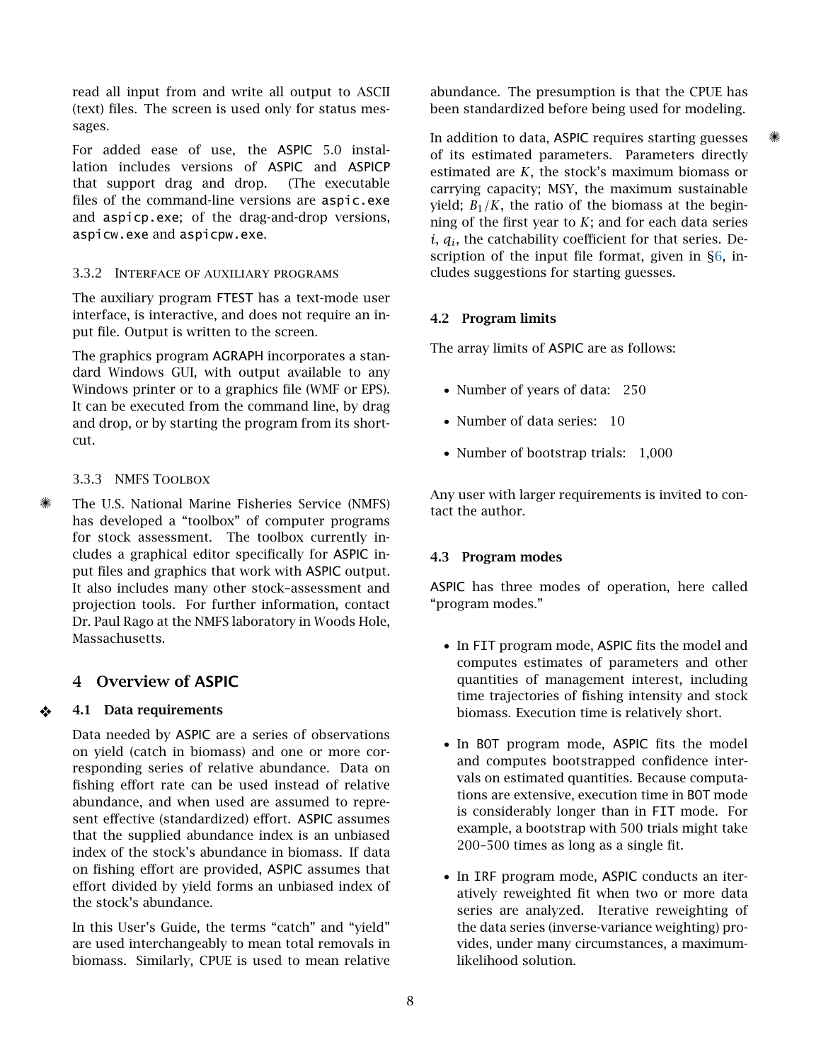read all input from and write all output to ASCII (text) files. The screen is used only for status messages.

For added ease of use, the ASPIC 5.0 installation includes versions of ASPIC and ASPICP that support drag and drop. (The executable files of the command-line versions are `aspic.exe` and `aspicp.exe`; of the drag-and-drop versions, `aspicw.exe` and `aspicpw.exe`.

#### 3.3.2 Interface of auxiliary programs

The auxiliary program FTEST has a text-mode user interface, is interactive, and does not require an input file. Output is written to the screen.

The graphics program AGRAPH incorporates a standard Windows GUI, with output available to any Windows printer or to a graphics file (WMF or EPS). It can be executed from the command line, by drag and drop, or by starting the program from its shortcut.

#### 3.3.3 NMFS Toolbox

The U.S. National Marine Fisheries Service (NMFS) has developed a "toolbox" of computer programs for stock assessment. The toolbox currently includes a graphical editor specifically for ASPIC input files and graphics that work with ASPIC output. It also includes many other stock–assessment and projection tools. For further information, contact Dr. Paul Rago at the NMFS laboratory in Woods Hole, Massachusetts.

## 4 Overview of ASPIC

### 4.1 Data requirements

Data needed by ASPIC are a series of observations on yield (catch in biomass) and one or more corresponding series of relative abundance. Data on fishing effort rate can be used instead of relative abundance, and when used are assumed to represent effective (standardized) effort. ASPIC assumes that the supplied abundance index is an unbiased index of the stock's abundance in biomass. If data on fishing effort are provided, ASPIC assumes that effort divided by yield forms an unbiased index of the stock's abundance.

In this User's Guide, the terms "catch" and "yield" are used interchangeably to mean total removals in biomass. Similarly, CPUE is used to mean relative abundance. The presumption is that the CPUE has been standardized before being used for modeling.

In addition to data, ASPIC requires starting guesses of its estimated parameters. Parameters directly estimated are $K$, the stock's maximum biomass or carrying capacity; MSY, the maximum sustainable yield; $B_1/K$, the ratio of the biomass at the beginning of the first year to $K$; and for each data series $i$, $q_i$, the catchability coefficient for that series. Description of the input file format, given in §6, includes suggestions for starting guesses.

### 4.2 Program limits

The array limits of ASPIC are as follows:

- Number of years of data: 250
- Number of data series: 10
- Number of bootstrap trials: 1,000

Any user with larger requirements is invited to contact the author.

### 4.3 Program modes

ASPIC has three modes of operation, here called "program modes."

- In FIT program mode, ASPIC fits the model and computes estimates of parameters and other quantities of management interest, including time trajectories of fishing intensity and stock biomass. Execution time is relatively short.
- In BOT program mode, ASPIC fits the model and computes bootstrapped confidence intervals on estimated quantities. Because computations are extensive, execution time in BOT mode is considerably longer than in FIT mode. For example, a bootstrap with 500 trials might take 200–500 times as long as a single fit.
- In IRF program mode, ASPIC conducts an iteratively reweighted fit when two or more data series are analyzed. Iterative reweighting of the data series (inverse-variance weighting) provides, under many circumstances, a maximum-likelihood solution.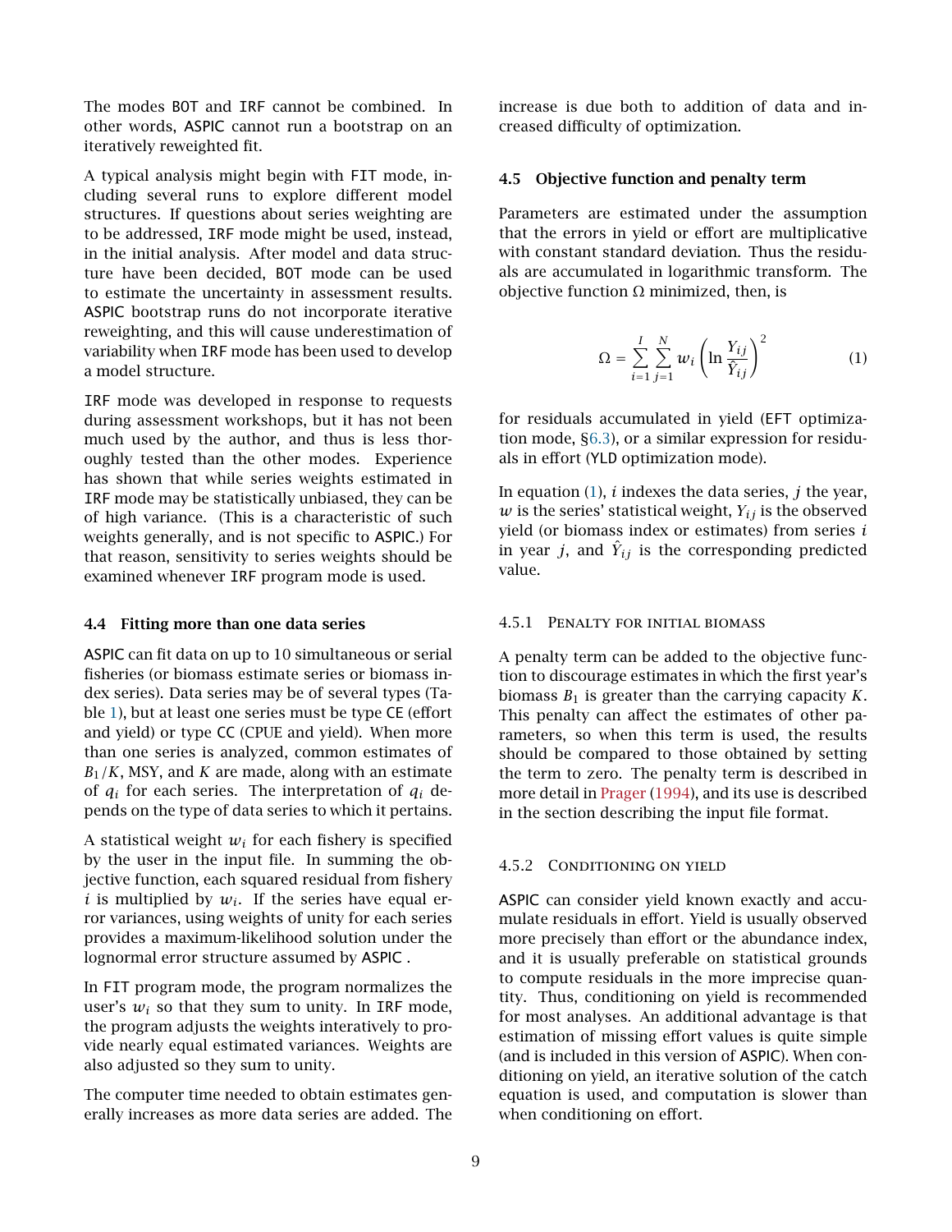The modes BOT and IRF cannot be combined. In other words, ASPIC cannot run a bootstrap on an iteratively reweighted fit.

A typical analysis might begin with FIT mode, including several runs to explore different model structures. If questions about series weighting are to be addressed, IRF mode might be used, instead, in the initial analysis. After model and data structure have been decided, BOT mode can be used to estimate the uncertainty in assessment results. ASPIC bootstrap runs do not incorporate iterative reweighting, and this will cause underestimation of variability when IRF mode has been used to develop a model structure.

IRF mode was developed in response to requests during assessment workshops, but it has not been much used by the author, and thus is less thoroughly tested than the other modes. Experience has shown that while series weights estimated in IRF mode may be statistically unbiased, they can be of high variance. (This is a characteristic of such weights generally, and is not specific to ASPIC.) For that reason, sensitivity to series weights should be examined whenever IRF program mode is used.

### 4.4 Fitting more than one data series

ASPIC can fit data on up to 10 simultaneous or serial fisheries (or biomass estimate series or biomass index series). Data series may be of several types (Table 1), but at least one series must be type CE (effort and yield) or type CC (CPUE and yield). When more than one series is analyzed, common estimates of $B_1/K$, MSY, and $K$ are made, along with an estimate of $q_i$ for each series. The interpretation of $q_i$ depends on the type of data series to which it pertains.

A statistical weight $w_i$ for each fishery is specified by the user in the input file. In summing the objective function, each squared residual from fishery $i$ is multiplied by $w_i$. If the series have equal error variances, using weights of unity for each series provides a maximum-likelihood solution under the lognormal error structure assumed by ASPIC .

In FIT program mode, the program normalizes the user's $w_i$ so that they sum to unity. In IRF mode, the program adjusts the weights interatively to provide nearly equal estimated variances. Weights are also adjusted so they sum to unity.

The computer time needed to obtain estimates generally increases as more data series are added. The increase is due both to addition of data and increased difficulty of optimization.

### 4.5 Objective function and penalty term

Parameters are estimated under the assumption that the errors in yield or effort are multiplicative with constant standard deviation. Thus the residuals are accumulated in logarithmic transform. The objective function $\Omega$ minimized, then, is

$$\Omega = \sum_{i=1}^{I} \sum_{j=1}^{N} w_i \left( \ln \frac{Y_{ij}}{\hat{Y}_{ij}} \right)^2 \tag{1}$$

for residuals accumulated in yield (EFT optimization mode, §6.3), or a similar expression for residuals in effort (YLD optimization mode).

In equation (1), $i$ indexes the data series, $j$ the year, $w$ is the series' statistical weight, $Y_{ij}$ is the observed yield (or biomass index or estimates) from series $i$ in year $j$, and $\hat{Y}_{ij}$ is the corresponding predicted value.

#### 4.5.1 Penalty for initial biomass

A penalty term can be added to the objective function to discourage estimates in which the first year's biomass $B_1$ is greater than the carrying capacity $K$. This penalty can affect the estimates of other parameters, so when this term is used, the results should be compared to those obtained by setting the term to zero. The penalty term is described in more detail in Prager (1994), and its use is described in the section describing the input file format.

#### 4.5.2 Conditioning on yield

ASPIC can consider yield known exactly and accumulate residuals in effort. Yield is usually observed more precisely than effort or the abundance index, and it is usually preferable on statistical grounds to compute residuals in the more imprecise quantity. Thus, conditioning on yield is recommended for most analyses. An additional advantage is that estimation of missing effort values is quite simple (and is included in this version of ASPIC). When conditioning on yield, an iterative solution of the catch equation is used, and computation is slower than when conditioning on effort.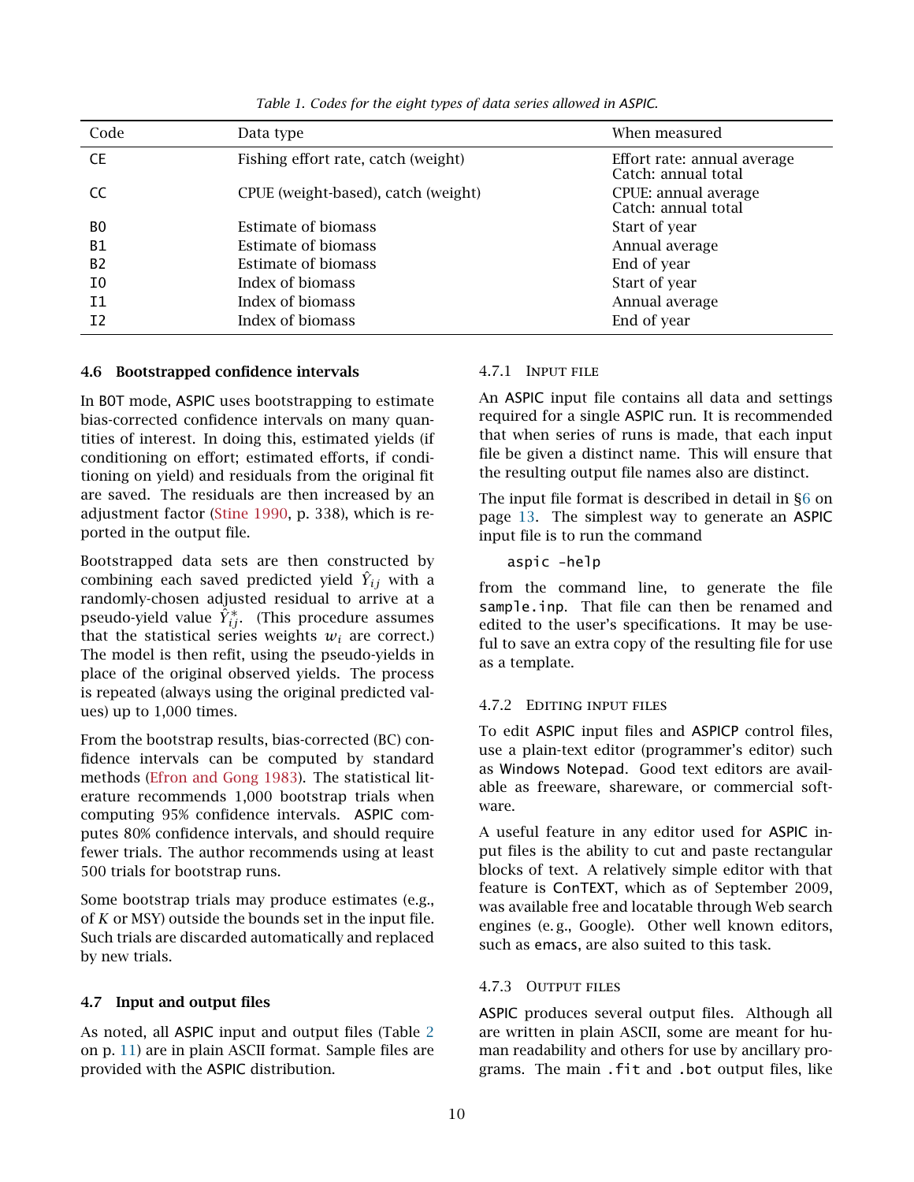*Table 1. Codes for the eight types of data series allowed in ASPIC.*

| Code | Data type | When measured |
|---|---|---|
| CE | Fishing effort rate, catch (weight) | Effort rate: annual average<br>Catch: annual total |
| CC | CPUE (weight-based), catch (weight) | CPUE: annual average<br>Catch: annual total |
| B0 | Estimate of biomass | Start of year |
| B1 | Estimate of biomass | Annual average |
| B2 | Estimate of biomass | End of year |
| I0 | Index of biomass | Start of year |
| I1 | Index of biomass | Annual average |
| I2 | Index of biomass | End of year |

## 4.6 Bootstrapped confidence intervals

In BOT mode, ASPIC uses bootstrapping to estimate bias-corrected confidence intervals on many quantities of interest. In doing this, estimated yields (if conditioning on effort; estimated efforts, if conditioning on yield) and residuals from the original fit are saved. The residuals are then increased by an adjustment factor (Stine 1990, p. 338), which is reported in the output file.

Bootstrapped data sets are then constructed by combining each saved predicted yield $\hat{Y}_{ij}$ with a randomly-chosen adjusted residual to arrive at a pseudo-yield value $\hat{Y}^*_{ij}$. (This procedure assumes that the statistical series weights $w_i$ are correct.) The model is then refit, using the pseudo-yields in place of the original observed yields. The process is repeated (always using the original predicted values) up to 1,000 times.

From the bootstrap results, bias-corrected (BC) confidence intervals can be computed by standard methods (Efron and Gong 1983). The statistical literature recommends 1,000 bootstrap trials when computing 95% confidence intervals. ASPIC computes 80% confidence intervals, and should require fewer trials. The author recommends using at least 500 trials for bootstrap runs.

Some bootstrap trials may produce estimates (e.g., of $K$ or MSY) outside the bounds set in the input file. Such trials are discarded automatically and replaced by new trials.

## 4.7 Input and output files

As noted, all ASPIC input and output files (Table 2 on p. 11) are in plain ASCII format. Sample files are provided with the ASPIC distribution.

### 4.7.1 Input file

An ASPIC input file contains all data and settings required for a single ASPIC run. It is recommended that when series of runs is made, that each input file be given a distinct name. This will ensure that the resulting output file names also are distinct.

The input file format is described in detail in §6 on page 13. The simplest way to generate an ASPIC input file is to run the command

```
aspic -help
```

from the command line, to generate the file `sample.inp`. That file can then be renamed and edited to the user's specifications. It may be useful to save an extra copy of the resulting file for use as a template.

### 4.7.2 Editing input files

To edit ASPIC input files and ASPICP control files, use a plain-text editor (programmer's editor) such as Windows Notepad. Good text editors are available as freeware, shareware, or commercial software.

A useful feature in any editor used for ASPIC input files is the ability to cut and paste rectangular blocks of text. A relatively simple editor with that feature is ConTEXT, which as of September 2009, was available free and locatable through Web search engines (e. g., Google). Other well known editors, such as emacs, are also suited to this task.

### 4.7.3 Output files

ASPIC produces several output files. Although all are written in plain ASCII, some are meant for human readability and others for use by ancillary programs. The main `.fit` and `.bot` output files, like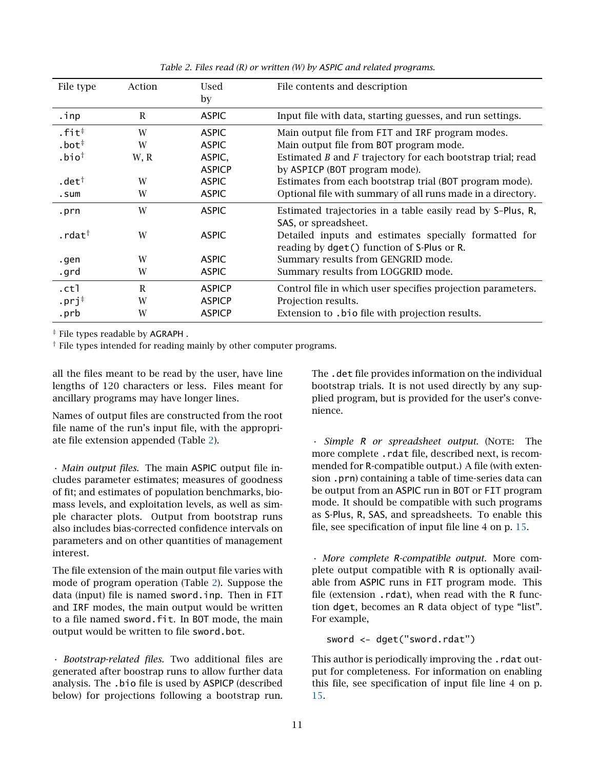*Table 2. Files read (R) or written (W) by ASPIC and related programs.*

| File type | Action | Used by | File contents and description |
|---|---|---|---|
| `.inp` | R | ASPIC | Input file with data, starting guesses, and run settings. |
| `.fit`‡ | W | ASPIC | Main output file from FIT and IRF program modes. |
| `.bot`‡ | W | ASPIC | Main output file from BOT program mode. |
| `.bio`† | W, R | ASPIC, ASPICP | Estimated $B$ and $F$ trajectory for each bootstrap trial; read by ASPICP (BOT program mode). |
| `.det`† | W | ASPIC | Estimates from each bootstrap trial (BOT program mode). |
| `.sum` | W | ASPIC | Optional file with summary of all runs made in a directory. |
| `.prn` | W | ASPIC | Estimated trajectories in a table easily read by S-Plus, R, SAS, or spreadsheet. |
| `.rdat`† | W | ASPIC | Detailed inputs and estimates specially formatted for reading by `dget()` function of S-Plus or R. |
| `.gen` | W | ASPIC | Summary results from GENGRID mode. |
| `.grd` | W | ASPIC | Summary results from LOGGRID mode. |
| `.ctl` | R | ASPICP | Control file in which user specifies projection parameters. |
| `.prj`‡ | W | ASPICP | Projection results. |
| `.prb` | W | ASPICP | Extension to `.bio` file with projection results. |

‡ File types readable by AGRAPH .
† File types intended for reading mainly by other computer programs.

all the files meant to be read by the user, have line lengths of 120 characters or less. Files meant for ancillary programs may have longer lines.

Names of output files are constructed from the root file name of the run's input file, with the appropriate file extension appended (Table 2).

· *Main output files.* The main ASPIC output file includes parameter estimates; measures of goodness of fit; and estimates of population benchmarks, biomass levels, and exploitation levels, as well as simple character plots. Output from bootstrap runs also includes bias-corrected confidence intervals on parameters and on other quantities of management interest.

The file extension of the main output file varies with mode of program operation (Table 2). Suppose the data (input) file is named `sword.inp`. Then in FIT and IRF modes, the main output would be written to a file named `sword.fit`. In BOT mode, the main output would be written to file `sword.bot`.

· *Bootstrap-related files.* Two additional files are generated after boostrap runs to allow further data analysis. The `.bio` file is used by ASPICP (described below) for projections following a bootstrap run. The `.det` file provides information on the individual bootstrap trials. It is not used directly by any supplied program, but is provided for the user's convenience.

· *Simple R or spreadsheet output.* (NOTE: The more complete `.rdat` file, described next, is recommended for R-compatible output.) A file (with extension `.prn`) containing a table of time-series data can be output from an ASPIC run in BOT or FIT program mode. It should be compatible with such programs as S-Plus, R, SAS, and spreadsheets. To enable this file, see specification of input file line 4 on p. 15.

· *More complete R-compatible output.* More complete output compatible with R is optionally available from ASPIC runs in FIT program mode. This file (extension `.rdat`), when read with the R function `dget`, becomes an R data object of type "list". For example,

```
sword <- dget("sword.rdat")
```

This author is periodically improving the `.rdat` output for completeness. For information on enabling this file, see specification of input file line 4 on p. 15.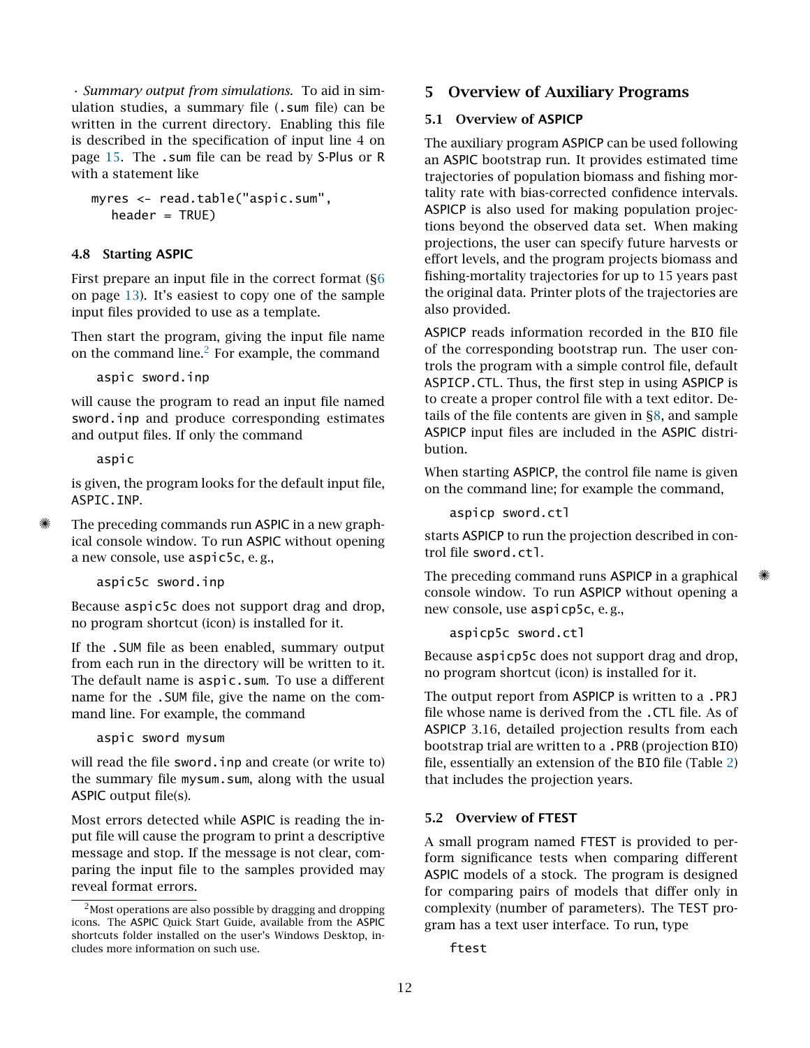· *Summary output from simulations.* To aid in simulation studies, a summary file (.sum file) can be written in the current directory. Enabling this file is described in the specification of input line 4 on page 15. The .sum file can be read by S-Plus or R with a statement like

```
myres <- read.table("aspic.sum",
   header = TRUE)
```

### 4.8 Starting ASPIC

First prepare an input file in the correct format (§6 on page 13). It's easiest to copy one of the sample input files provided to use as a template.

Then start the program, giving the input file name on the command line.[2] For example, the command

```
aspic sword.inp
```

will cause the program to read an input file named sword.inp and produce corresponding estimates and output files. If only the command

```
aspic
```

is given, the program looks for the default input file, ASPIC.INP.

✷ The preceding commands run ASPIC in a new graphical console window. To run ASPIC without opening a new console, use aspic5c, e. g.,

```
aspic5c sword.inp
```

Because aspic5c does not support drag and drop, no program shortcut (icon) is installed for it.

If the .SUM file as been enabled, summary output from each run in the directory will be written to it. The default name is aspic.sum. To use a different name for the .SUM file, give the name on the command line. For example, the command

```
aspic sword mysum
```

will read the file sword.inp and create (or write to) the summary file mysum.sum, along with the usual ASPIC output file(s).

Most errors detected while ASPIC is reading the input file will cause the program to print a descriptive message and stop. If the message is not clear, comparing the input file to the samples provided may reveal format errors.

[2] Most operations are also possible by dragging and dropping icons. The ASPIC Quick Start Guide, available from the ASPIC shortcuts folder installed on the user's Windows Desktop, includes more information on such use.

## 5 Overview of Auxiliary Programs

### 5.1 Overview of ASPICP

The auxiliary program ASPICP can be used following an ASPIC bootstrap run. It provides estimated time trajectories of population biomass and fishing mortality rate with bias-corrected confidence intervals. ASPICP is also used for making population projections beyond the observed data set. When making projections, the user can specify future harvests or effort levels, and the program projects biomass and fishing-mortality trajectories for up to 15 years past the original data. Printer plots of the trajectories are also provided.

ASPICP reads information recorded in the BIO file of the corresponding bootstrap run. The user controls the program with a simple control file, default ASPICP.CTL. Thus, the first step in using ASPICP is to create a proper control file with a text editor. Details of the file contents are given in §8, and sample ASPICP input files are included in the ASPIC distribution.

When starting ASPICP, the control file name is given on the command line; for example the command,

```
aspicp sword.ctl
```

starts ASPICP to run the projection described in control file sword.ctl.

✷ The preceding command runs ASPICP in a graphical console window. To run ASPICP without opening a new console, use aspicp5c, e. g.,

```
aspicp5c sword.ctl
```

Because aspicp5c does not support drag and drop, no program shortcut (icon) is installed for it.

The output report from ASPICP is written to a .PRJ file whose name is derived from the .CTL file. As of ASPICP 3.16, detailed projection results from each bootstrap trial are written to a .PRB (projection BIO) file, essentially an extension of the BIO file (Table 2) that includes the projection years.

### 5.2 Overview of FTEST

A small program named FTEST is provided to perform significance tests when comparing different ASPIC models of a stock. The program is designed for comparing pairs of models that differ only in complexity (number of parameters). The TEST program has a text user interface. To run, type

```
ftest
```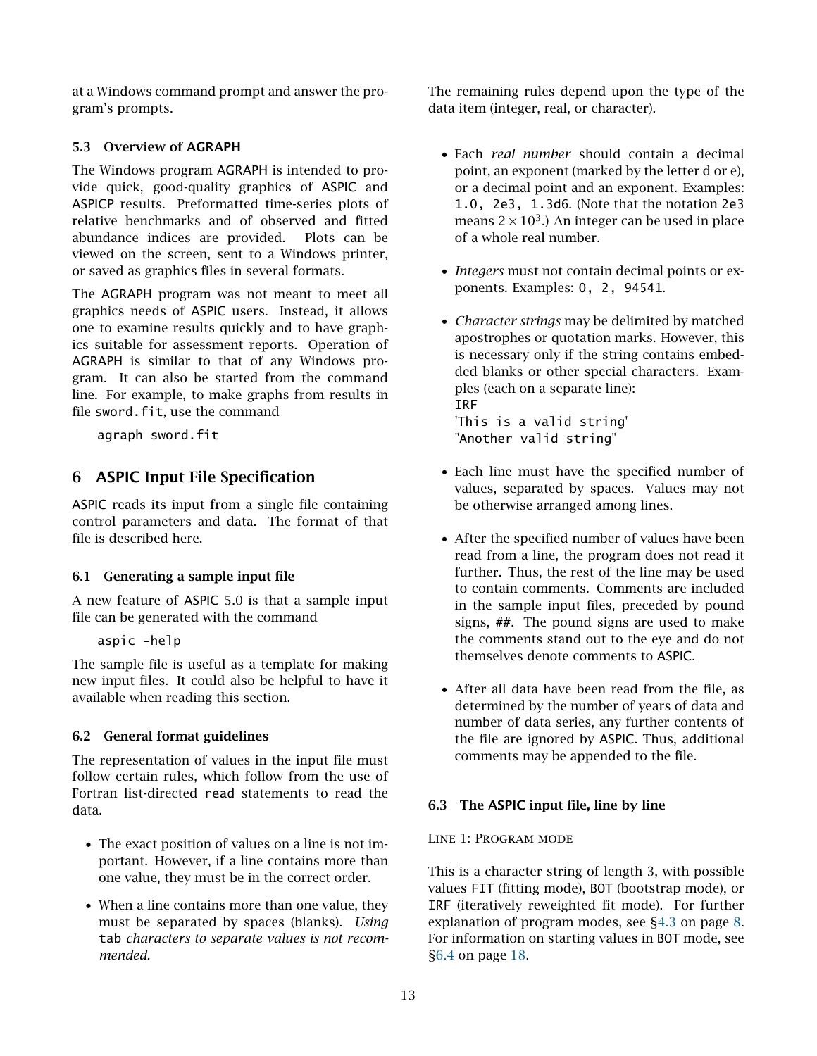at a Windows command prompt and answer the program's prompts.

### 5.3 Overview of AGRAPH

The Windows program AGRAPH is intended to provide quick, good-quality graphics of ASPIC and ASPICP results. Preformatted time-series plots of relative benchmarks and of observed and fitted abundance indices are provided. Plots can be viewed on the screen, sent to a Windows printer, or saved as graphics files in several formats.

The AGRAPH program was not meant to meet all graphics needs of ASPIC users. Instead, it allows one to examine results quickly and to have graphics suitable for assessment reports. Operation of AGRAPH is similar to that of any Windows program. It can also be started from the command line. For example, to make graphs from results in file `sword.fit`, use the command

```
agraph sword.fit
```

## 6 ASPIC Input File Specification

ASPIC reads its input from a single file containing control parameters and data. The format of that file is described here.

### 6.1 Generating a sample input file

A new feature of ASPIC 5.0 is that a sample input file can be generated with the command

```
aspic -help
```

The sample file is useful as a template for making new input files. It could also be helpful to have it available when reading this section.

### 6.2 General format guidelines

The representation of values in the input file must follow certain rules, which follow from the use of Fortran list-directed `read` statements to read the data.

- The exact position of values on a line is not important. However, if a line contains more than one value, they must be in the correct order.
- When a line contains more than one value, they must be separated by spaces (blanks). *Using* `tab` *characters to separate values is not recommended.*

The remaining rules depend upon the type of the data item (integer, real, or character).

- Each *real number* should contain a decimal point, an exponent (marked by the letter d or e), or a decimal point and an exponent. Examples: `1.0, 2e3, 1.3d6`. (Note that the notation `2e3` means $2 \times 10^3$.) An integer can be used in place of a whole real number.
- *Integers* must not contain decimal points or exponents. Examples: `0, 2, 94541`.
- *Character strings* may be delimited by matched apostrophes or quotation marks. However, this is necessary only if the string contains embedded blanks or other special characters. Examples (each on a separate line):
  `IRF`
  `'This is a valid string'`
  `"Another valid string"`
- Each line must have the specified number of values, separated by spaces. Values may not be otherwise arranged among lines.
- After the specified number of values have been read from a line, the program does not read it further. Thus, the rest of the line may be used to contain comments. Comments are included in the sample input files, preceded by pound signs, `##`. The pound signs are used to make the comments stand out to the eye and do not themselves denote comments to ASPIC.
- After all data have been read from the file, as determined by the number of years of data and number of data series, any further contents of the file are ignored by ASPIC. Thus, additional comments may be appended to the file.

### 6.3 The ASPIC input file, line by line

LINE 1: PROGRAM MODE

This is a character string of length 3, with possible values `FIT` (fitting mode), `BOT` (bootstrap mode), or `IRF` (iteratively reweighted fit mode). For further explanation of program modes, see §4.3 on page 8. For information on starting values in `BOT` mode, see §6.4 on page 18.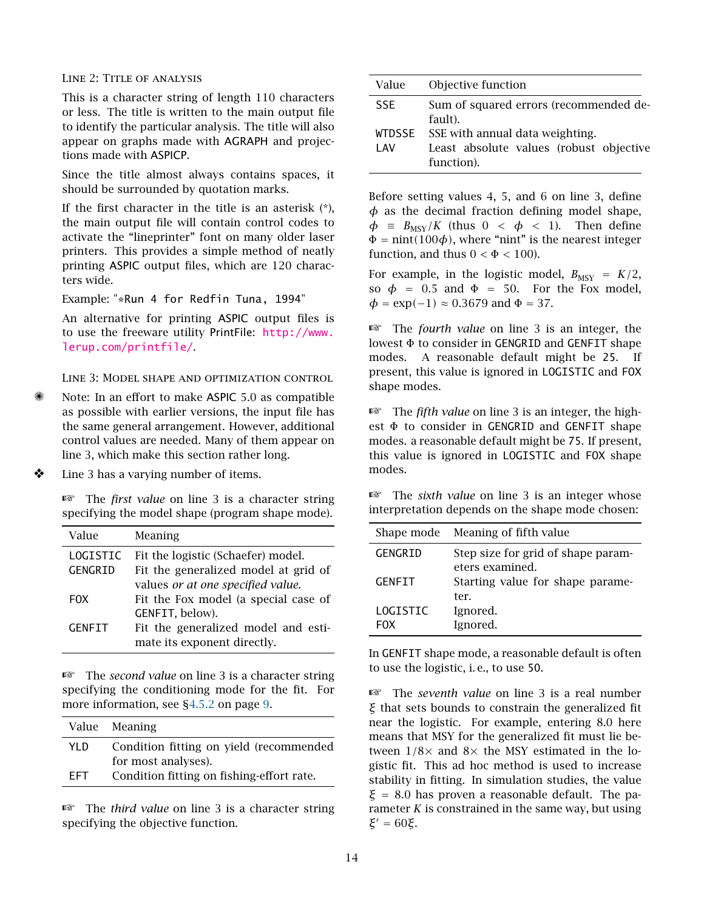### Line 2: Title of analysis

This is a character string of length 110 characters or less. The title is written to the main output file to identify the particular analysis. The title will also appear on graphs made with AGRAPH and projections made with ASPICP.

Since the title almost always contains spaces, it should be surrounded by quotation marks.

If the first character in the title is an asterisk (*), the main output file will contain control codes to activate the "lineprinter" font on many older laser printers. This provides a simple method of neatly printing ASPIC output files, which are 120 characters wide.

Example: `"*Run 4 for Redfin Tuna, 1994"`

An alternative for printing ASPIC output files is to use the freeware utility PrintFile: http://www.lerup.com/printfile/.

### Line 3: Model shape and optimization control

✷ Note: In an effort to make ASPIC 5.0 as compatible as possible with earlier versions, the input file has the same general arrangement. However, additional control values are needed. Many of them appear on line 3, which make this section rather long.

❖ Line 3 has a varying number of items.

☞ The *first value* on line 3 is a character string specifying the model shape (program shape mode).

| Value | Meaning |
|---|---|
| `LOGISTIC` | Fit the logistic (Schaefer) model. |
| `GENGRID` | Fit the generalized model at grid of values *or at one specified value.* |
| `FOX` | Fit the Fox model (a special case of `GENFIT`, below). |
| `GENFIT` | Fit the generalized model and estimate its exponent directly. |

☞ The *second value* on line 3 is a character string specifying the conditioning mode for the fit. For more information, see §4.5.2 on page 9.

| Value | Meaning |
|---|---|
| `YLD` | Condition fitting on yield (recommended for most analyses). |
| `EFT` | Condition fitting on fishing-effort rate. |

☞ The *third value* on line 3 is a character string specifying the objective function.

| Value | Objective function |
|---|---|
| `SSE` | Sum of squared errors (recommended default). |
| `WTDSSE` | SSE with annual data weighting. |
| `LAV` | Least absolute values (robust objective function). |

Before setting values 4, 5, and 6 on line 3, define $\phi$ as the decimal fraction defining model shape, $\phi \equiv B_{\mathrm{MSY}}/K$ (thus $0 < \phi < 1$). Then define $\Phi = \mathrm{nint}(100\phi)$, where "nint" is the nearest integer function, and thus $0 < \Phi < 100$).

For example, in the logistic model, $B_{\mathrm{MSY}} = K/2$, so $\phi = 0.5$ and $\Phi = 50$. For the Fox model, $\phi = \exp(-1) \approx 0.3679$ and $\Phi = 37$.

☞ The *fourth value* on line 3 is an integer, the lowest $\Phi$ to consider in `GENGRID` and `GENFIT` shape modes. A reasonable default might be `25`. If present, this value is ignored in `LOGISTIC` and `FOX` shape modes.

☞ The *fifth value* on line 3 is an integer, the highest $\Phi$ to consider in `GENGRID` and `GENFIT` shape modes. a reasonable default might be `75`. If present, this value is ignored in `LOGISTIC` and `FOX` shape modes.

☞ The *sixth value* on line 3 is an integer whose interpretation depends on the shape mode chosen:

| Shape mode | Meaning of fifth value |
|---|---|
| `GENGRID` | Step size for grid of shape parameters examined. |
| `GENFIT` | Starting value for shape parameter. |
| `LOGISTIC` | Ignored. |
| `FOX` | Ignored. |

In `GENFIT` shape mode, a reasonable default is often to use the logistic, i. e., to use `50`.

☞ The *seventh value* on line 3 is a real number $\xi$ that sets bounds to constrain the generalized fit near the logistic. For example, entering 8.0 here means that MSY for the generalized fit must lie between $1/8\times$ and $8\times$ the MSY estimated in the logistic fit. This ad hoc method is used to increase stability in fitting. In simulation studies, the value $\xi = 8.0$ has proven a reasonable default. The parameter $K$ is constrained in the same way, but using $\xi' = 60\xi$.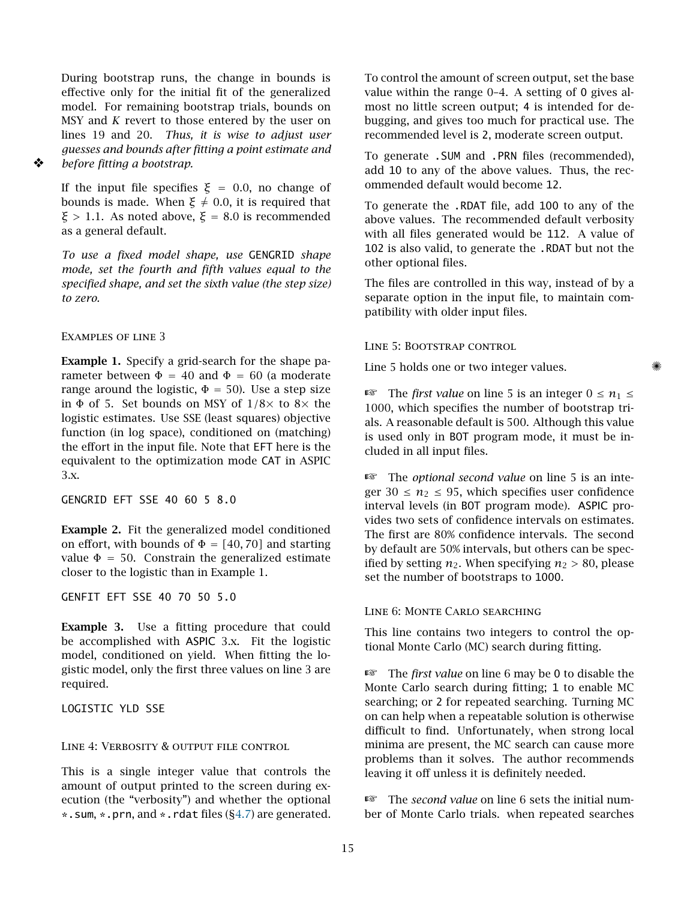During bootstrap runs, the change in bounds is effective only for the initial fit of the generalized model. For remaining bootstrap trials, bounds on MSY and $K$ revert to those entered by the user on lines 19 and 20. *Thus, it is wise to adjust user guesses and bounds after fitting a point estimate and before fitting a bootstrap.*

If the input file specifies $\xi = 0.0$, no change of bounds is made. When $\xi \neq 0.0$, it is required that $\xi > 1.1$. As noted above, $\xi = 8.0$ is recommended as a general default.

*To use a fixed model shape, use* GENGRID *shape mode, set the fourth and fifth values equal to the specified shape, and set the sixth value (the step size) to zero.*

### Examples of line 3

**Example 1.** Specify a grid-search for the shape parameter between $\Phi = 40$ and $\Phi = 60$ (a moderate range around the logistic, $\Phi = 50$). Use a step size in $\Phi$ of 5. Set bounds on MSY of $1/8\times$ to $8\times$ the logistic estimates. Use SSE (least squares) objective function (in log space), conditioned on (matching) the effort in the input file. Note that EFT here is the equivalent to the optimization mode CAT in ASPIC 3.x.

```
GENGRID EFT SSE 40 60 5 8.0
```

**Example 2.** Fit the generalized model conditioned on effort, with bounds of $\Phi = [40, 70]$ and starting value $\Phi = 50$. Constrain the generalized estimate closer to the logistic than in Example 1.

```
GENFIT EFT SSE 40 70 50 5.0
```

**Example 3.** Use a fitting procedure that could be accomplished with ASPIC 3.x. Fit the logistic model, conditioned on yield. When fitting the logistic model, only the first three values on line 3 are required.

```
LOGISTIC YLD SSE
```

### Line 4: Verbosity & output file control

This is a single integer value that controls the amount of output printed to the screen during execution (the "verbosity") and whether the optional `*.sum`, `*.prn`, and `*.rdat` files (§4.7) are generated.

To control the amount of screen output, set the base value within the range 0–4. A setting of 0 gives almost no little screen output; 4 is intended for debugging, and gives too much for practical use. The recommended level is 2, moderate screen output.

To generate `.SUM` and `.PRN` files (recommended), add 10 to any of the above values. Thus, the recommended default would become 12.

To generate the `.RDAT` file, add 100 to any of the above values. The recommended default verbosity with all files generated would be 112. A value of 102 is also valid, to generate the `.RDAT` but not the other optional files.

The files are controlled in this way, instead of by a separate option in the input file, to maintain compatibility with older input files.

### Line 5: Bootstrap control

Line 5 holds one or two integer values.

☞ The *first value* on line 5 is an integer $0 \leq n_1 \leq 1000$, which specifies the number of bootstrap trials. A reasonable default is 500. Although this value is used only in BOT program mode, it must be included in all input files.

☞ The *optional second value* on line 5 is an integer $30 \leq n_2 \leq 95$, which specifies user confidence interval levels (in BOT program mode). ASPIC provides two sets of confidence intervals on estimates. The first are 80% confidence intervals. The second by default are 50% intervals, but others can be specified by setting $n_2$. When specifying $n_2 > 80$, please set the number of bootstraps to 1000.

### Line 6: Monte Carlo searching

This line contains two integers to control the optional Monte Carlo (MC) search during fitting.

☞ The *first value* on line 6 may be 0 to disable the Monte Carlo search during fitting; 1 to enable MC searching; or 2 for repeated searching. Turning MC on can help when a repeatable solution is otherwise difficult to find. Unfortunately, when strong local minima are present, the MC search can cause more problems than it solves. The author recommends leaving it off unless it is definitely needed.

☞ The *second value* on line 6 sets the initial number of Monte Carlo trials. when repeated searches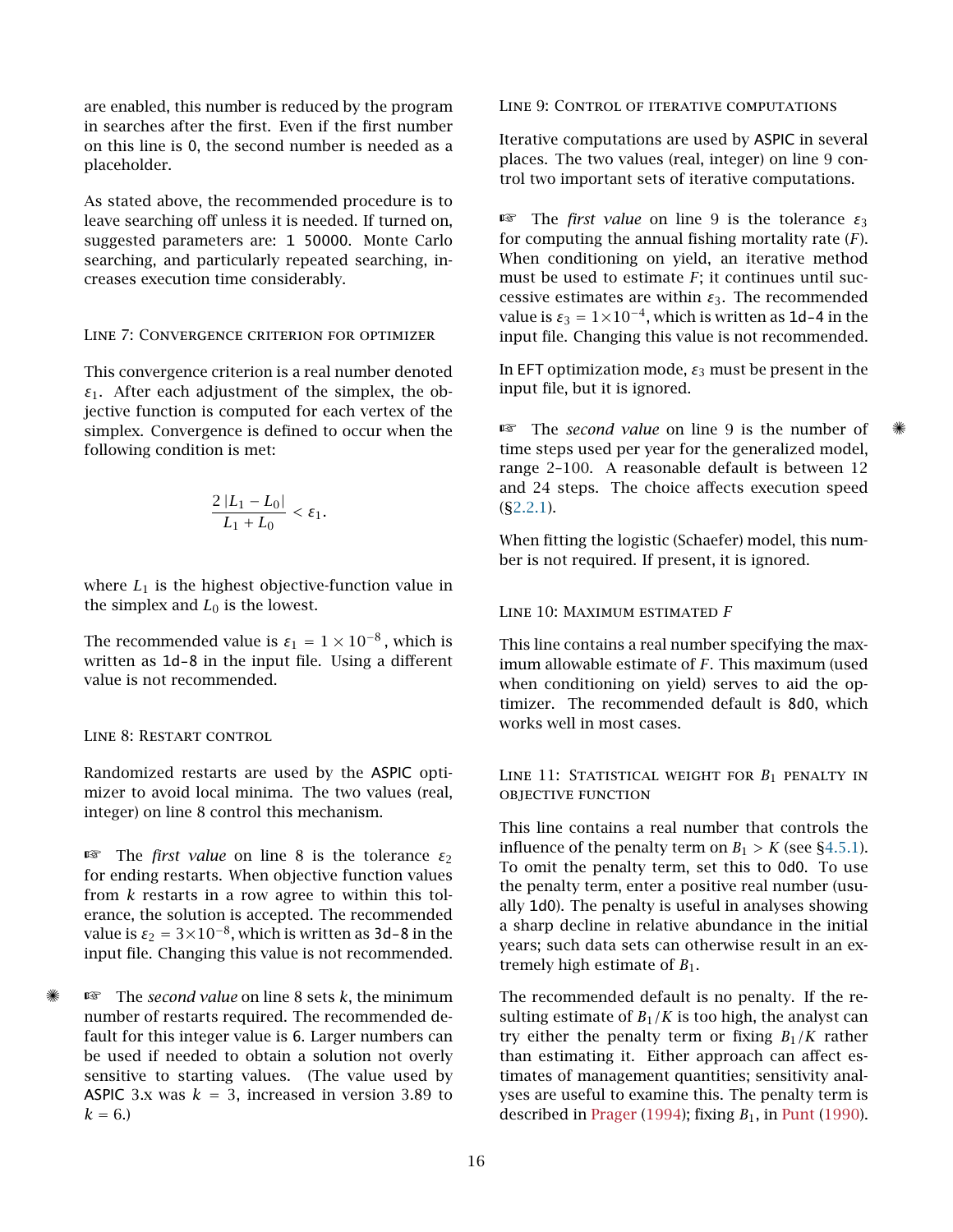are enabled, this number is reduced by the program in searches after the first. Even if the first number on this line is 0, the second number is needed as a placeholder.

As stated above, the recommended procedure is to leave searching off unless it is needed. If turned on, suggested parameters are: `1 50000`. Monte Carlo searching, and particularly repeated searching, increases execution time considerably.

### Line 7: Convergence criterion for optimizer

This convergence criterion is a real number denoted $\varepsilon_1$. After each adjustment of the simplex, the objective function is computed for each vertex of the simplex. Convergence is defined to occur when the following condition is met:

$$\frac{2\,|L_1 - L_0|}{L_1 + L_0} < \varepsilon_1.$$

where $L_1$ is the highest objective-function value in the simplex and $L_0$ is the lowest.

The recommended value is $\varepsilon_1 = 1 \times 10^{-8}$, which is written as `1d-8` in the input file. Using a different value is not recommended.

### Line 8: Restart control

Randomized restarts are used by the ASPIC optimizer to avoid local minima. The two values (real, integer) on line 8 control this mechanism.

☞ The *first value* on line 8 is the tolerance $\varepsilon_2$ for ending restarts. When objective function values from $k$ restarts in a row agree to within this tolerance, the solution is accepted. The recommended value is $\varepsilon_2 = 3 \times 10^{-8}$, which is written as `3d-8` in the input file. Changing this value is not recommended.

☞ The *second value* on line 8 sets $k$, the minimum number of restarts required. The recommended default for this integer value is 6. Larger numbers can be used if needed to obtain a solution not overly sensitive to starting values. (The value used by ASPIC 3.x was $k = 3$, increased in version 3.89 to $k = 6$.)

### Line 9: Control of iterative computations

Iterative computations are used by ASPIC in several places. The two values (real, integer) on line 9 control two important sets of iterative computations.

☞ The *first value* on line 9 is the tolerance $\varepsilon_3$ for computing the annual fishing mortality rate ($F$). When conditioning on yield, an iterative method must be used to estimate $F$; it continues until successive estimates are within $\varepsilon_3$. The recommended value is $\varepsilon_3 = 1 \times 10^{-4}$, which is written as `1d-4` in the input file. Changing this value is not recommended.

In EFT optimization mode, $\varepsilon_3$ must be present in the input file, but it is ignored.

☞ The *second value* on line 9 is the number of time steps used per year for the generalized model, range 2–100. A reasonable default is between 12 and 24 steps. The choice affects execution speed (§2.2.1).

When fitting the logistic (Schaefer) model, this number is not required. If present, it is ignored.

### Line 10: Maximum estimated $F$

This line contains a real number specifying the maximum allowable estimate of $F$. This maximum (used when conditioning on yield) serves to aid the optimizer. The recommended default is `8d0`, which works well in most cases.

### Line 11: Statistical weight for $B_1$ penalty in objective function

This line contains a real number that controls the influence of the penalty term on $B_1 > K$ (see §4.5.1). To omit the penalty term, set this to `0d0`. To use the penalty term, enter a positive real number (usually `1d0`). The penalty is useful in analyses showing a sharp decline in relative abundance in the initial years; such data sets can otherwise result in an extremely high estimate of $B_1$.

The recommended default is no penalty. If the resulting estimate of $B_1/K$ is too high, the analyst can try either the penalty term or fixing $B_1/K$ rather than estimating it. Either approach can affect estimates of management quantities; sensitivity analyses are useful to examine this. The penalty term is described in Prager (1994); fixing $B_1$, in Punt (1990).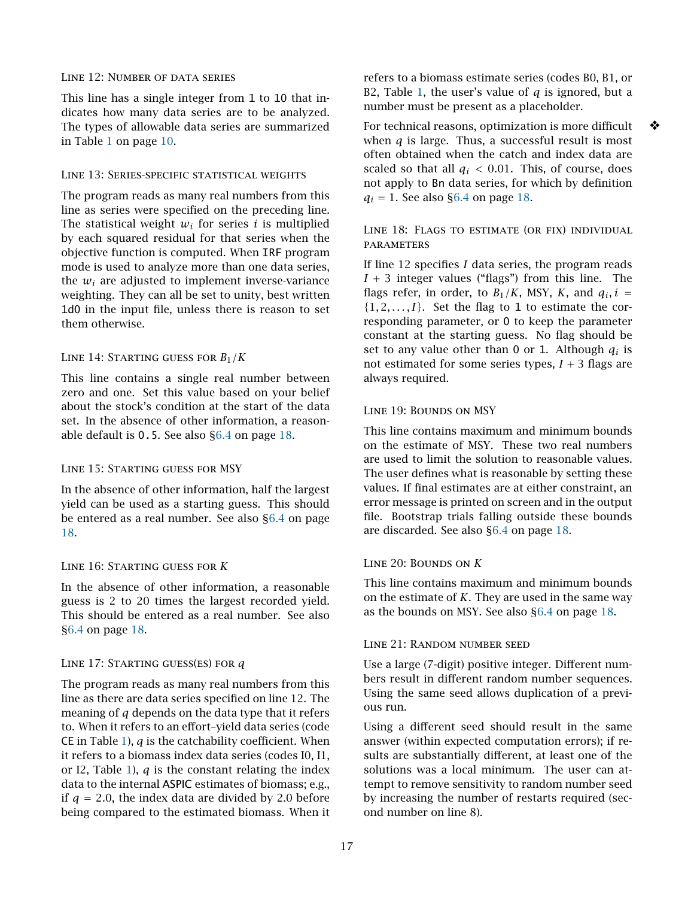### Line 12: Number of data series

This line has a single integer from 1 to 10 that indicates how many data series are to be analyzed. The types of allowable data series are summarized in Table 1 on page 10.

### Line 13: Series-specific statistical weights

The program reads as many real numbers from this line as series were specified on the preceding line. The statistical weight $w_i$ for series $i$ is multiplied by each squared residual for that series when the objective function is computed. When `IRF` program mode is used to analyze more than one data series, the $w_i$ are adjusted to implement inverse-variance weighting. They can all be set to unity, best written `1d0` in the input file, unless there is reason to set them otherwise.

### Line 14: Starting guess for $B_1/K$

This line contains a single real number between zero and one. Set this value based on your belief about the stock's condition at the start of the data set. In the absence of other information, a reasonable default is `0.5`. See also §6.4 on page 18.

### Line 15: Starting guess for MSY

In the absence of other information, half the largest yield can be used as a starting guess. This should be entered as a real number. See also §6.4 on page 18.

### Line 16: Starting guess for $K$

In the absence of other information, a reasonable guess is 2 to 20 times the largest recorded yield. This should be entered as a real number. See also §6.4 on page 18.

### Line 17: Starting guess(es) for $q$

The program reads as many real numbers from this line as there are data series specified on line 12. The meaning of $q$ depends on the data type that it refers to. When it refers to an effort–yield data series (code `CE` in Table 1), $q$ is the catchability coefficient. When it refers to a biomass index data series (codes I0, I1, or I2, Table 1), $q$ is the constant relating the index data to the internal ASPIC estimates of biomass; e.g., if $q = 2.0$, the index data are divided by 2.0 before being compared to the estimated biomass. When it refers to a biomass estimate series (codes B0, B1, or B2, Table 1, the user's value of $q$ is ignored, but a number must be present as a placeholder.

❖ For technical reasons, optimization is more difficult when $q$ is large. Thus, a successful result is most often obtained when the catch and index data are scaled so that all $q_i < 0.01$. This, of course, does not apply to `Bn` data series, for which by definition $q_i = 1$. See also §6.4 on page 18.

### Line 18: Flags to estimate (or fix) individual parameters

If line 12 specifies $I$ data series, the program reads $I + 3$ integer values ("flags") from this line. The flags refer, in order, to $B_1/K$, MSY, $K$, and $q_i, i = \{1, 2, \ldots, I\}$. Set the flag to `1` to estimate the corresponding parameter, or `0` to keep the parameter constant at the starting guess. No flag should be set to any value other than `0` or `1`. Although $q_i$ is not estimated for some series types, $I + 3$ flags are always required.

### Line 19: Bounds on MSY

This line contains maximum and minimum bounds on the estimate of MSY. These two real numbers are used to limit the solution to reasonable values. The user defines what is reasonable by setting these values. If final estimates are at either constraint, an error message is printed on screen and in the output file. Bootstrap trials falling outside these bounds are discarded. See also §6.4 on page 18.

### Line 20: Bounds on $K$

This line contains maximum and minimum bounds on the estimate of $K$. They are used in the same way as the bounds on MSY. See also §6.4 on page 18.

### Line 21: Random number seed

Use a large (7-digit) positive integer. Different numbers result in different random number sequences. Using the same seed allows duplication of a previous run.

Using a different seed should result in the same answer (within expected computation errors); if results are substantially different, at least one of the solutions was a local minimum. The user can attempt to remove sensitivity to random number seed by increasing the number of restarts required (second number on line 8).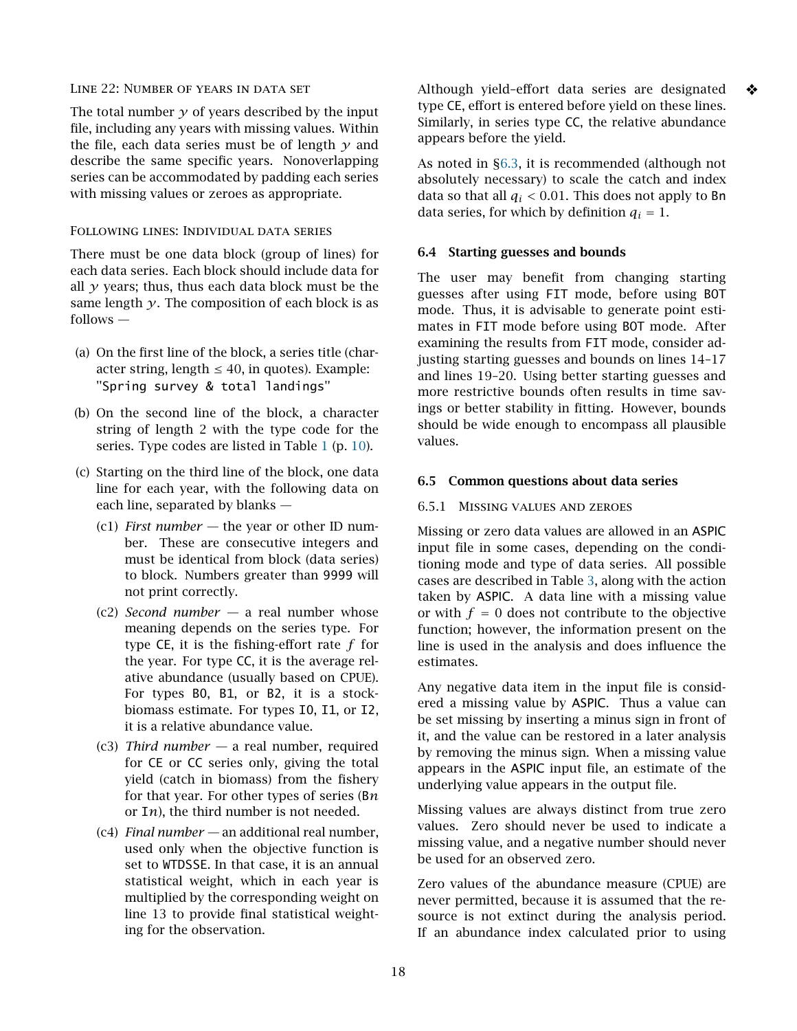#### Line 22: Number of years in data set

The total number $y$ of years described by the input file, including any years with missing values. Within the file, each data series must be of length $y$ and describe the same specific years. Nonoverlapping series can be accommodated by padding each series with missing values or zeroes as appropriate.

#### Following lines: Individual data series

There must be one data block (group of lines) for each data series. Each block should include data for all $y$ years; thus, thus each data block must be the same length $y$. The composition of each block is as follows —

(a) On the first line of the block, a series title (character string, length ≤ 40, in quotes). Example: `"Spring survey & total landings"`

(b) On the second line of the block, a character string of length 2 with the type code for the series. Type codes are listed in Table 1 (p. 10).

(c) Starting on the third line of the block, one data line for each year, with the following data on each line, separated by blanks —

- (c1) *First number* — the year or other ID number. These are consecutive integers and must be identical from block (data series) to block. Numbers greater than 9999 will not print correctly.
- (c2) *Second number* — a real number whose meaning depends on the series type. For type CE, it is the fishing-effort rate $f$ for the year. For type CC, it is the average relative abundance (usually based on CPUE). For types B0, B1, or B2, it is a stock-biomass estimate. For types I0, I1, or I2, it is a relative abundance value.
- (c3) *Third number* — a real number, required for CE or CC series only, giving the total yield (catch in biomass) from the fishery for that year. For other types of series (B$n$ or I$n$), the third number is not needed.
- (c4) *Final number* — an additional real number, used only when the objective function is set to WTDSSE. In that case, it is an annual statistical weight, which in each year is multiplied by the corresponding weight on line 13 to provide final statistical weighting for the observation.

❖ Although yield–effort data series are designated type CE, effort is entered before yield on these lines. Similarly, in series type CC, the relative abundance appears before the yield.

As noted in §6.3, it is recommended (although not absolutely necessary) to scale the catch and index data so that all $q_i < 0.01$. This does not apply to B$n$ data series, for which by definition $q_i = 1$.

### 6.4 Starting guesses and bounds

The user may benefit from changing starting guesses after using FIT mode, before using BOT mode. Thus, it is advisable to generate point estimates in FIT mode before using BOT mode. After examining the results from FIT mode, consider adjusting starting guesses and bounds on lines 14–17 and lines 19–20. Using better starting guesses and more restrictive bounds often results in time savings or better stability in fitting. However, bounds should be wide enough to encompass all plausible values.

### 6.5 Common questions about data series

#### 6.5.1 Missing values and zeroes

Missing or zero data values are allowed in an ASPIC input file in some cases, depending on the conditioning mode and type of data series. All possible cases are described in Table 3, along with the action taken by ASPIC. A data line with a missing value or with $f = 0$ does not contribute to the objective function; however, the information present on the line is used in the analysis and does influence the estimates.

Any negative data item in the input file is considered a missing value by ASPIC. Thus a value can be set missing by inserting a minus sign in front of it, and the value can be restored in a later analysis by removing the minus sign. When a missing value appears in the ASPIC input file, an estimate of the underlying value appears in the output file.

Missing values are always distinct from true zero values. Zero should never be used to indicate a missing value, and a negative number should never be used for an observed zero.

Zero values of the abundance measure (CPUE) are never permitted, because it is assumed that the resource is not extinct during the analysis period. If an abundance index calculated prior to using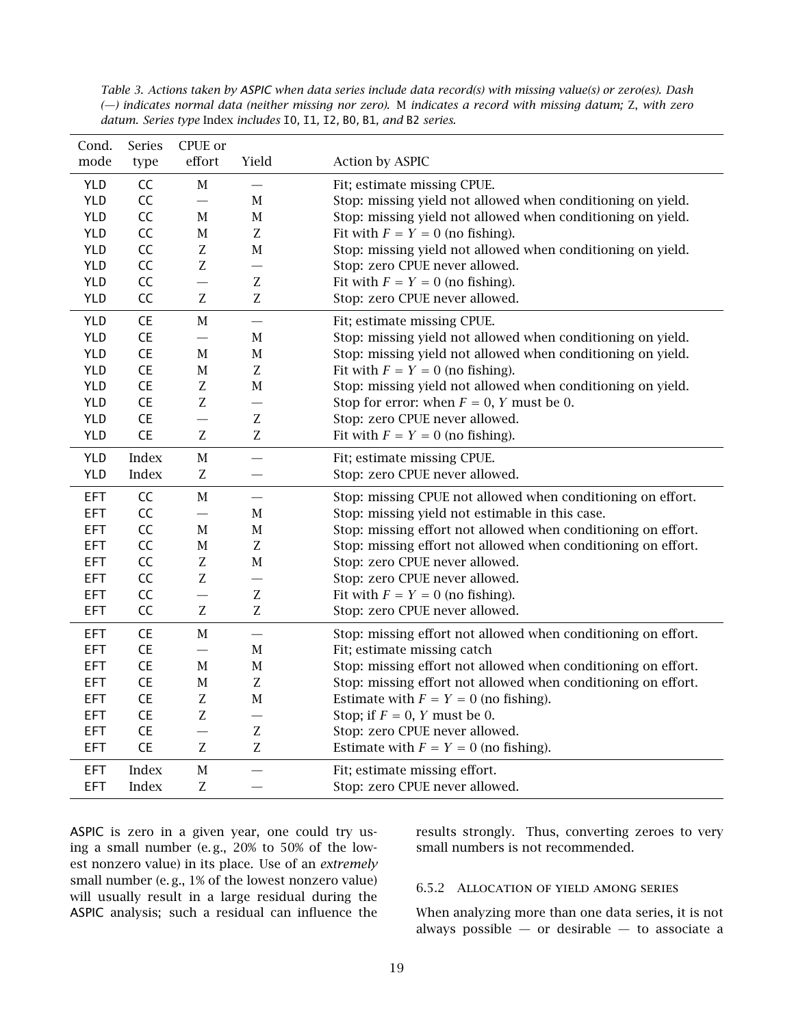*Table 3. Actions taken by* ASPIC *when data series include data record(s) with missing value(s) or zero(es). Dash (—) indicates normal data (neither missing nor zero).* M *indicates a record with missing datum;* Z*, with zero datum. Series type* Index *includes* I0, I1, I2, B0, B1, *and* B2 *series.*

| Cond. mode | Series type | CPUE or effort | Yield | Action by ASPIC |
|---|---|---|---|---|
| YLD | CC | M | — | Fit; estimate missing CPUE. |
| YLD | CC | — | M | Stop: missing yield not allowed when conditioning on yield. |
| YLD | CC | M | M | Stop: missing yield not allowed when conditioning on yield. |
| YLD | CC | M | Z | Fit with $F = Y = 0$ (no fishing). |
| YLD | CC | Z | M | Stop: missing yield not allowed when conditioning on yield. |
| YLD | CC | Z | — | Stop: zero CPUE never allowed. |
| YLD | CC | — | Z | Fit with $F = Y = 0$ (no fishing). |
| YLD | CC | Z | Z | Stop: zero CPUE never allowed. |
| YLD | CE | M | — | Fit; estimate missing CPUE. |
| YLD | CE | — | M | Stop: missing yield not allowed when conditioning on yield. |
| YLD | CE | M | M | Stop: missing yield not allowed when conditioning on yield. |
| YLD | CE | M | Z | Fit with $F = Y = 0$ (no fishing). |
| YLD | CE | Z | M | Stop: missing yield not allowed when conditioning on yield. |
| YLD | CE | Z | — | Stop for error: when $F = 0$, $Y$ must be 0. |
| YLD | CE | — | Z | Stop: zero CPUE never allowed. |
| YLD | CE | Z | Z | Fit with $F = Y = 0$ (no fishing). |
| YLD | Index | M | — | Fit; estimate missing CPUE. |
| YLD | Index | Z | — | Stop: zero CPUE never allowed. |
| EFT | CC | M | — | Stop: missing CPUE not allowed when conditioning on effort. |
| EFT | CC | — | M | Stop: missing yield not estimable in this case. |
| EFT | CC | M | M | Stop: missing effort not allowed when conditioning on effort. |
| EFT | CC | M | Z | Stop: missing effort not allowed when conditioning on effort. |
| EFT | CC | Z | M | Stop: zero CPUE never allowed. |
| EFT | CC | Z | — | Stop: zero CPUE never allowed. |
| EFT | CC | — | Z | Fit with $F = Y = 0$ (no fishing). |
| EFT | CC | Z | Z | Stop: zero CPUE never allowed. |
| EFT | CE | M | — | Stop: missing effort not allowed when conditioning on effort. |
| EFT | CE | — | M | Fit; estimate missing catch |
| EFT | CE | M | M | Stop: missing effort not allowed when conditioning on effort. |
| EFT | CE | M | Z | Stop: missing effort not allowed when conditioning on effort. |
| EFT | CE | Z | M | Estimate with $F = Y = 0$ (no fishing). |
| EFT | CE | Z | — | Stop; if $F = 0$, $Y$ must be 0. |
| EFT | CE | — | Z | Stop: zero CPUE never allowed. |
| EFT | CE | Z | Z | Estimate with $F = Y = 0$ (no fishing). |
| EFT | Index | M | — | Fit; estimate missing effort. |
| EFT | Index | Z | — | Stop: zero CPUE never allowed. |

ASPIC is zero in a given year, one could try using a small number (e. g., 20% to 50% of the lowest nonzero value) in its place. Use of an *extremely* small number (e. g., 1% of the lowest nonzero value) will usually result in a large residual during the ASPIC analysis; such a residual can influence the results strongly. Thus, converting zeroes to very small numbers is not recommended.

### 6.5.2 Allocation of yield among series

When analyzing more than one data series, it is not always possible — or desirable — to associate a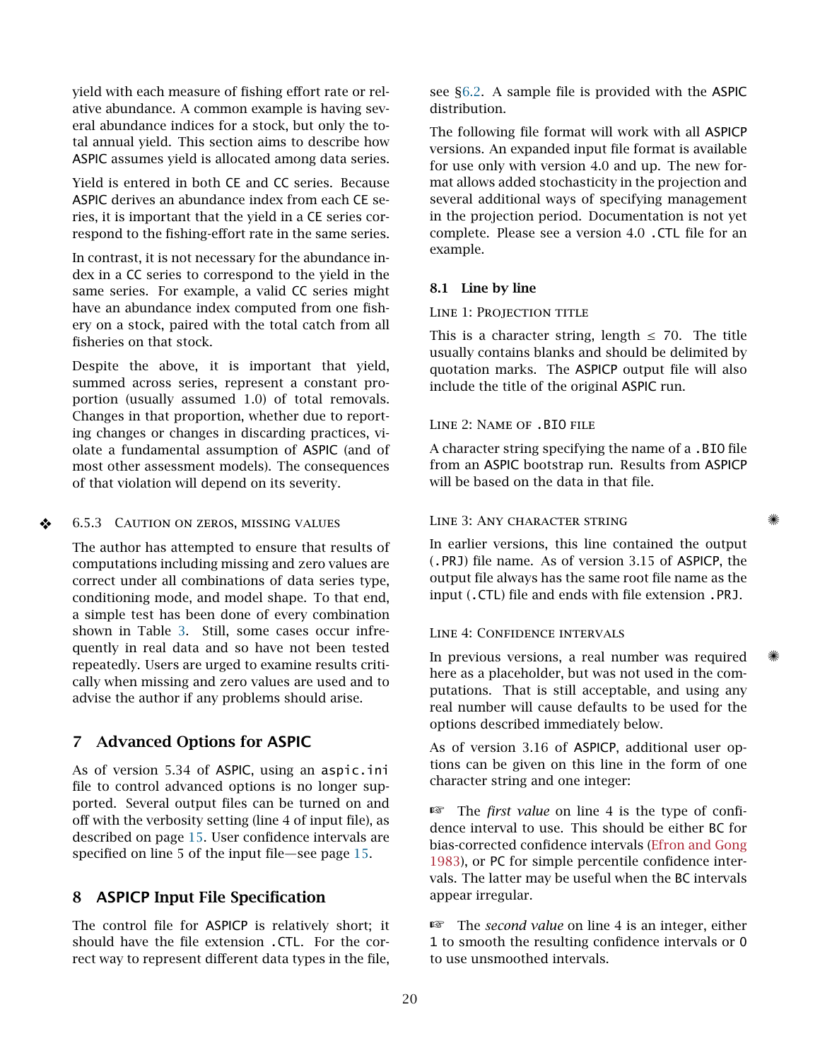yield with each measure of fishing effort rate or relative abundance. A common example is having several abundance indices for a stock, but only the total annual yield. This section aims to describe how ASPIC assumes yield is allocated among data series.

Yield is entered in both CE and CC series. Because ASPIC derives an abundance index from each CE series, it is important that the yield in a CE series correspond to the fishing-effort rate in the same series.

In contrast, it is not necessary for the abundance index in a CC series to correspond to the yield in the same series. For example, a valid CC series might have an abundance index computed from one fishery on a stock, paired with the total catch from all fisheries on that stock.

Despite the above, it is important that yield, summed across series, represent a constant proportion (usually assumed 1.0) of total removals. Changes in that proportion, whether due to reporting changes or changes in discarding practices, violate a fundamental assumption of ASPIC (and of most other assessment models). The consequences of that violation will depend on its severity.

#### ❖ 6.5.3 Caution on zeros, missing values

The author has attempted to ensure that results of computations including missing and zero values are correct under all combinations of data series type, conditioning mode, and model shape. To that end, a simple test has been done of every combination shown in Table 3. Still, some cases occur infrequently in real data and so have not been tested repeatedly. Users are urged to examine results critically when missing and zero values are used and to advise the author if any problems should arise.

## 7 Advanced Options for ASPIC

As of version 5.34 of ASPIC, using an `aspic.ini` file to control advanced options is no longer supported. Several output files can be turned on and off with the verbosity setting (line 4 of input file), as described on page 15. User confidence intervals are specified on line 5 of the input file—see page 15.

## 8 ASPICP Input File Specification

The control file for ASPICP is relatively short; it should have the file extension .CTL. For the correct way to represent different data types in the file, see §6.2. A sample file is provided with the ASPIC distribution.

The following file format will work with all ASPICP versions. An expanded input file format is available for use only with version 4.0 and up. The new format allows added stochasticity in the projection and several additional ways of specifying management in the projection period. Documentation is not yet complete. Please see a version 4.0 .CTL file for an example.

### 8.1 Line by line

#### Line 1: Projection title

This is a character string, length ≤ 70. The title usually contains blanks and should be delimited by quotation marks. The ASPICP output file will also include the title of the original ASPIC run.

#### Line 2: Name of .BIO file

A character string specifying the name of a .BIO file from an ASPIC bootstrap run. Results from ASPICP will be based on the data in that file.

#### Line 3: Any character string ✺

In earlier versions, this line contained the output (.PRJ) file name. As of version 3.15 of ASPICP, the output file always has the same root file name as the input (.CTL) file and ends with file extension .PRJ.

#### Line 4: Confidence intervals

✺ In previous versions, a real number was required here as a placeholder, but was not used in the computations. That is still acceptable, and using any real number will cause defaults to be used for the options described immediately below.

As of version 3.16 of ASPICP, additional user options can be given on this line in the form of one character string and one integer:

☞ The *first value* on line 4 is the type of confidence interval to use. This should be either BC for bias-corrected confidence intervals (Efron and Gong 1983), or PC for simple percentile confidence intervals. The latter may be useful when the BC intervals appear irregular.

☞ The *second value* on line 4 is an integer, either 1 to smooth the resulting confidence intervals or 0 to use unsmoothed intervals.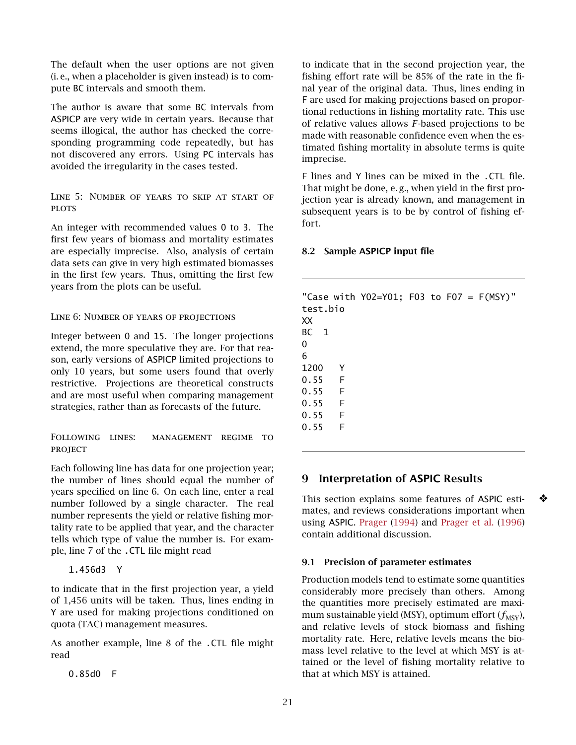The default when the user options are not given (i. e., when a placeholder is given instead) is to compute BC intervals and smooth them.

The author is aware that some BC intervals from ASPICP are very wide in certain years. Because that seems illogical, the author has checked the corresponding programming code repeatedly, but has not discovered any errors. Using PC intervals has avoided the irregularity in the cases tested.

#### Line 5: Number of years to skip at start of plots

An integer with recommended values 0 to 3. The first few years of biomass and mortality estimates are especially imprecise. Also, analysis of certain data sets can give in very high estimated biomasses in the first few years. Thus, omitting the first few years from the plots can be useful.

#### Line 6: Number of years of projections

Integer between 0 and 15. The longer projections extend, the more speculative they are. For that reason, early versions of ASPICP limited projections to only 10 years, but some users found that overly restrictive. Projections are theoretical constructs and are most useful when comparing management strategies, rather than as forecasts of the future.

#### Following lines: management regime to project

Each following line has data for one projection year; the number of lines should equal the number of years specified on line 6. On each line, enter a real number followed by a single character. The real number represents the yield or relative fishing mortality rate to be applied that year, and the character tells which type of value the number is. For example, line 7 of the .CTL file might read

```
1.456d3   Y
```

to indicate that in the first projection year, a yield of 1,456 units will be taken. Thus, lines ending in Y are used for making projections conditioned on quota (TAC) management measures.

As another example, line 8 of the .CTL file might read

```
0.85d0   F
```

to indicate that in the second projection year, the fishing effort rate will be 85% of the rate in the final year of the original data. Thus, lines ending in F are used for making projections based on proportional reductions in fishing mortality rate. This use of relative values allows *F*-based projections to be made with reasonable confidence even when the estimated fishing mortality in absolute terms is quite imprecise.

F lines and Y lines can be mixed in the .CTL file. That might be done, e. g., when yield in the first projection year is already known, and management in subsequent years is to be by control of fishing effort.

### 8.2 Sample ASPICP input file

```
"Case with Y02=Y01; F03 to F07 = F(MSY)"
test.bio
XX
BC  1
0
6
1200   Y
0.55   F
0.55   F
0.55   F
0.55   F
0.55   F
```

## 9 Interpretation of ASPIC Results

This section explains some features of ASPIC estimates, and reviews considerations important when using ASPIC. Prager (1994) and Prager et al. (1996) contain additional discussion.

### 9.1 Precision of parameter estimates

Production models tend to estimate some quantities considerably more precisely than others. Among the quantities more precisely estimated are maximum sustainable yield (MSY), optimum effort ($f_{\text{MSY}}$), and relative levels of stock biomass and fishing mortality rate. Here, relative levels means the biomass level relative to the level at which MSY is attained or the level of fishing mortality relative to that at which MSY is attained.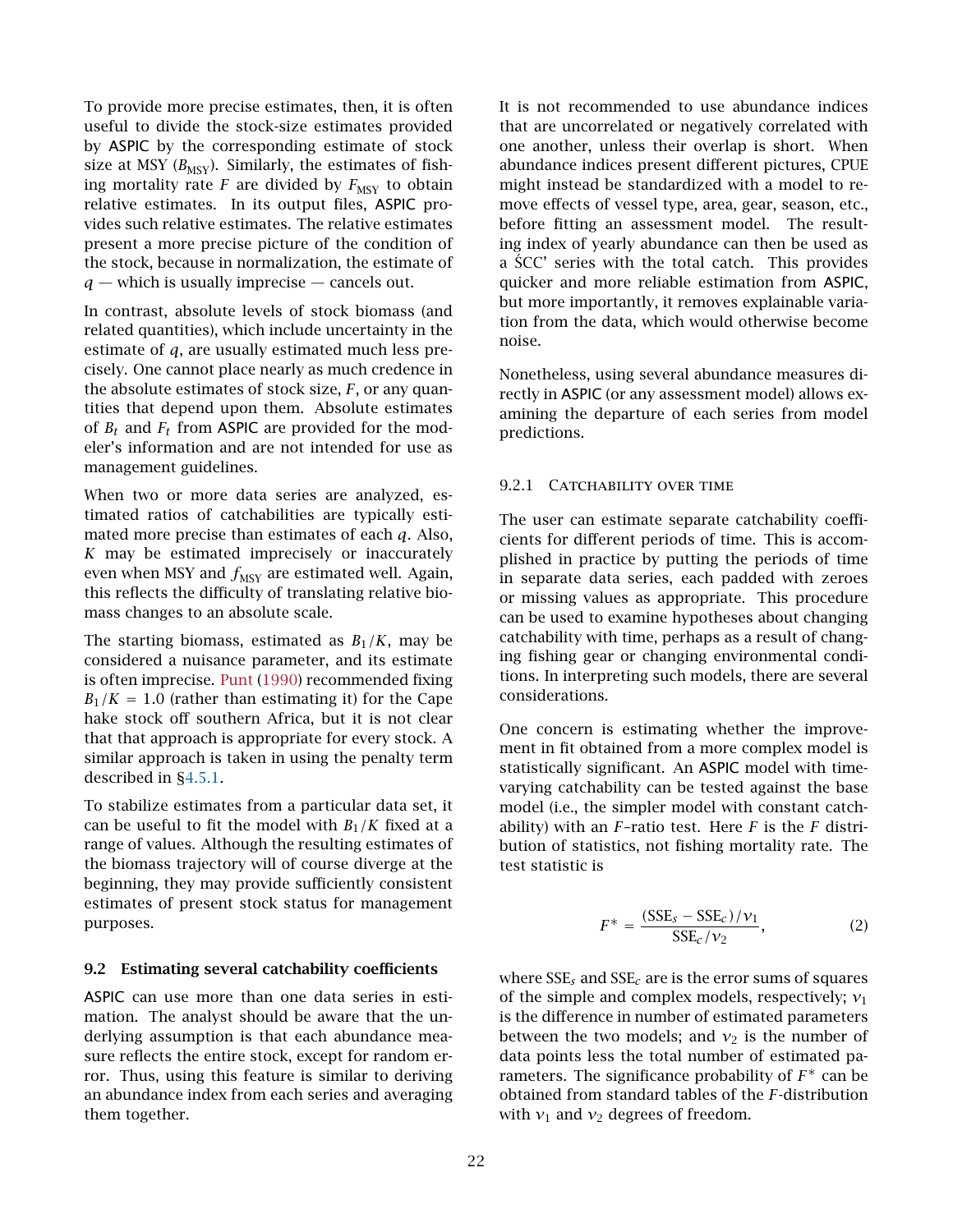To provide more precise estimates, then, it is often useful to divide the stock-size estimates provided by ASPIC by the corresponding estimate of stock size at MSY ($B_{\text{MSY}}$). Similarly, the estimates of fishing mortality rate $F$ are divided by $F_{\text{MSY}}$ to obtain relative estimates. In its output files, ASPIC provides such relative estimates. The relative estimates present a more precise picture of the condition of the stock, because in normalization, the estimate of $q$ — which is usually imprecise — cancels out.

In contrast, absolute levels of stock biomass (and related quantities), which include uncertainty in the estimate of $q$, are usually estimated much less precisely. One cannot place nearly as much credence in the absolute estimates of stock size, $F$, or any quantities that depend upon them. Absolute estimates of $B_t$ and $F_t$ from ASPIC are provided for the modeler's information and are not intended for use as management guidelines.

When two or more data series are analyzed, estimated ratios of catchabilities are typically estimated more precise than estimates of each $q$. Also, $K$ may be estimated imprecisely or inaccurately even when MSY and $f_{\text{MSY}}$ are estimated well. Again, this reflects the difficulty of translating relative biomass changes to an absolute scale.

The starting biomass, estimated as $B_1/K$, may be considered a nuisance parameter, and its estimate is often imprecise. Punt (1990) recommended fixing $B_1/K = 1.0$ (rather than estimating it) for the Cape hake stock off southern Africa, but it is not clear that that approach is appropriate for every stock. A similar approach is taken in using the penalty term described in §4.5.1.

To stabilize estimates from a particular data set, it can be useful to fit the model with $B_1/K$ fixed at a range of values. Although the resulting estimates of the biomass trajectory will of course diverge at the beginning, they may provide sufficiently consistent estimates of present stock status for management purposes.

## 9.2 Estimating several catchability coefficients

ASPIC can use more than one data series in estimation. The analyst should be aware that the underlying assumption is that each abundance measure reflects the entire stock, except for random error. Thus, using this feature is similar to deriving an abundance index from each series and averaging them together.

It is not recommended to use abundance indices that are uncorrelated or negatively correlated with one another, unless their overlap is short. When abundance indices present different pictures, CPUE might instead be standardized with a model to remove effects of vessel type, area, gear, season, etc., before fitting an assessment model. The resulting index of yearly abundance can then be used as a ŚCC' series with the total catch. This provides quicker and more reliable estimation from ASPIC, but more importantly, it removes explainable variation from the data, which would otherwise become noise.

Nonetheless, using several abundance measures directly in ASPIC (or any assessment model) allows examining the departure of each series from model predictions.

### 9.2.1 Catchability over time

The user can estimate separate catchability coefficients for different periods of time. This is accomplished in practice by putting the periods of time in separate data series, each padded with zeroes or missing values as appropriate. This procedure can be used to examine hypotheses about changing catchability with time, perhaps as a result of changing fishing gear or changing environmental conditions. In interpreting such models, there are several considerations.

One concern is estimating whether the improvement in fit obtained from a more complex model is statistically significant. An ASPIC model with time-varying catchability can be tested against the base model (i.e., the simpler model with constant catchability) with an $F$–ratio test. Here $F$ is the $F$ distribution of statistics, not fishing mortality rate. The test statistic is

$$F^* = \frac{(\text{SSE}_s - \text{SSE}_c)/\nu_1}{\text{SSE}_c/\nu_2}, \tag{2}$$

where $\text{SSE}_s$ and $\text{SSE}_c$ are is the error sums of squares of the simple and complex models, respectively; $\nu_1$ is the difference in number of estimated parameters between the two models; and $\nu_2$ is the number of data points less the total number of estimated parameters. The significance probability of $F^*$ can be obtained from standard tables of the $F$-distribution with $\nu_1$ and $\nu_2$ degrees of freedom.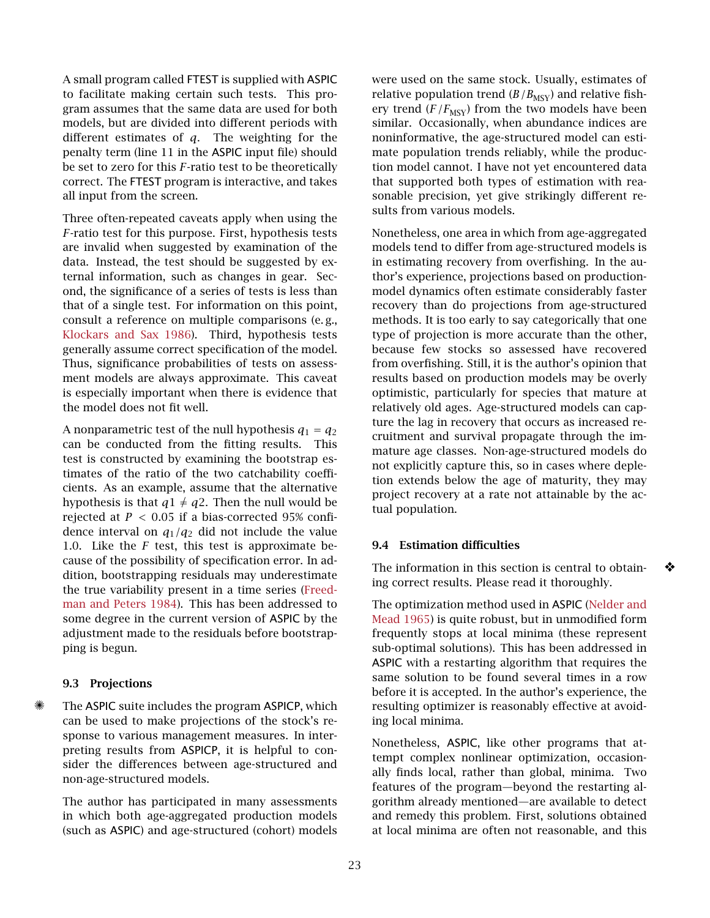A small program called FTEST is supplied with ASPIC to facilitate making certain such tests. This program assumes that the same data are used for both models, but are divided into different periods with different estimates of $q$. The weighting for the penalty term (line 11 in the ASPIC input file) should be set to zero for this $F$-ratio test to be theoretically correct. The FTEST program is interactive, and takes all input from the screen.

Three often-repeated caveats apply when using the $F$-ratio test for this purpose. First, hypothesis tests are invalid when suggested by examination of the data. Instead, the test should be suggested by external information, such as changes in gear. Second, the significance of a series of tests is less than that of a single test. For information on this point, consult a reference on multiple comparisons (e. g., Klockars and Sax 1986). Third, hypothesis tests generally assume correct specification of the model. Thus, significance probabilities of tests on assessment models are always approximate. This caveat is especially important when there is evidence that the model does not fit well.

A nonparametric test of the null hypothesis $q_1 = q_2$ can be conducted from the fitting results. This test is constructed by examining the bootstrap estimates of the ratio of the two catchability coefficients. As an example, assume that the alternative hypothesis is that $q1 \neq q2$. Then the null would be rejected at $P < 0.05$ if a bias-corrected 95% confidence interval on $q_1/q_2$ did not include the value 1.0. Like the $F$ test, this test is approximate because of the possibility of specification error. In addition, bootstrapping residuals may underestimate the true variability present in a time series (Freedman and Peters 1984). This has been addressed to some degree in the current version of ASPIC by the adjustment made to the residuals before bootstrapping is begun.

### 9.3 Projections

The ASPIC suite includes the program ASPICP, which can be used to make projections of the stock's response to various management measures. In interpreting results from ASPICP, it is helpful to consider the differences between age-structured and non-age-structured models.

The author has participated in many assessments in which both age-aggregated production models (such as ASPIC) and age-structured (cohort) models were used on the same stock. Usually, estimates of relative population trend ($B/B_{\text{MSY}}$) and relative fishery trend ($F/F_{\text{MSY}}$) from the two models have been similar. Occasionally, when abundance indices are noninformative, the age-structured model can estimate population trends reliably, while the production model cannot. I have not yet encountered data that supported both types of estimation with reasonable precision, yet give strikingly different results from various models.

Nonetheless, one area in which from age-aggregated models tend to differ from age-structured models is in estimating recovery from overfishing. In the author's experience, projections based on production-model dynamics often estimate considerably faster recovery than do projections from age-structured methods. It is too early to say categorically that one type of projection is more accurate than the other, because few stocks so assessed have recovered from overfishing. Still, it is the author's opinion that results based on production models may be overly optimistic, particularly for species that mature at relatively old ages. Age-structured models can capture the lag in recovery that occurs as increased recruitment and survival propagate through the immature age classes. Non-age-structured models do not explicitly capture this, so in cases where depletion extends below the age of maturity, they may project recovery at a rate not attainable by the actual population.

### 9.4 Estimation difficulties

The information in this section is central to obtaining correct results. Please read it thoroughly.

The optimization method used in ASPIC (Nelder and Mead 1965) is quite robust, but in unmodified form frequently stops at local minima (these represent sub-optimal solutions). This has been addressed in ASPIC with a restarting algorithm that requires the same solution to be found several times in a row before it is accepted. In the author's experience, the resulting optimizer is reasonably effective at avoiding local minima.

Nonetheless, ASPIC, like other programs that attempt complex nonlinear optimization, occasionally finds local, rather than global, minima. Two features of the program—beyond the restarting algorithm already mentioned—are available to detect and remedy this problem. First, solutions obtained at local minima are often not reasonable, and this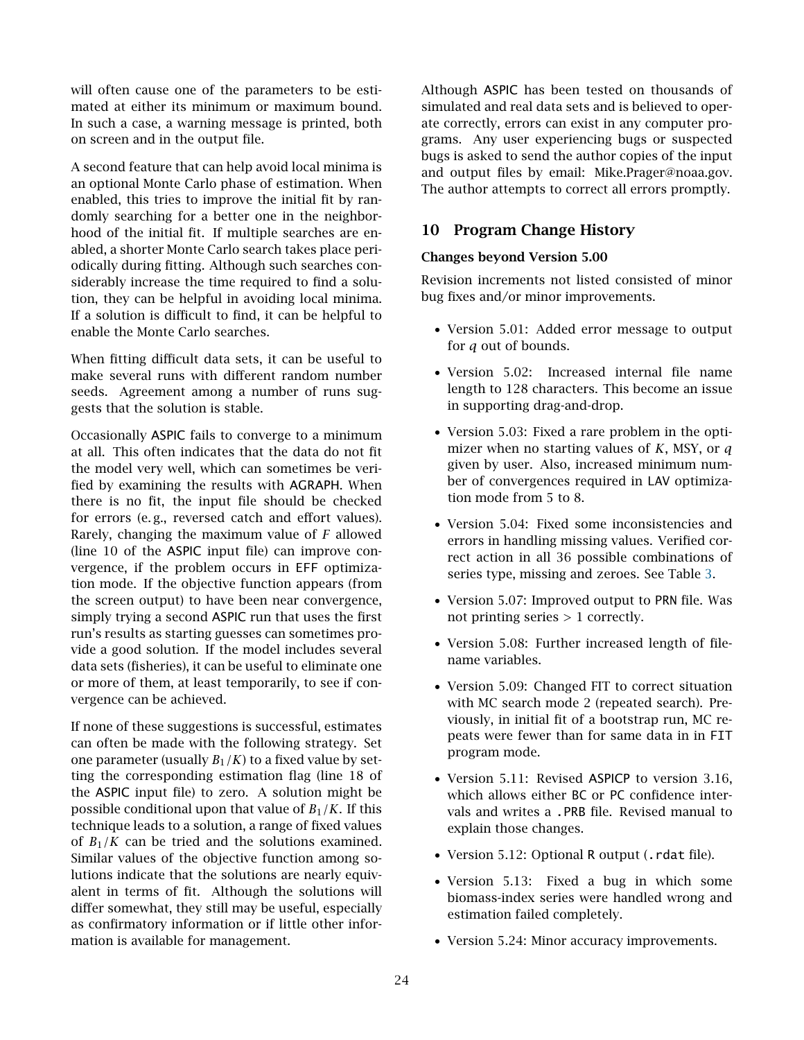will often cause one of the parameters to be estimated at either its minimum or maximum bound. In such a case, a warning message is printed, both on screen and in the output file.

A second feature that can help avoid local minima is an optional Monte Carlo phase of estimation. When enabled, this tries to improve the initial fit by randomly searching for a better one in the neighborhood of the initial fit. If multiple searches are enabled, a shorter Monte Carlo search takes place periodically during fitting. Although such searches considerably increase the time required to find a solution, they can be helpful in avoiding local minima. If a solution is difficult to find, it can be helpful to enable the Monte Carlo searches.

When fitting difficult data sets, it can be useful to make several runs with different random number seeds. Agreement among a number of runs suggests that the solution is stable.

Occasionally ASPIC fails to converge to a minimum at all. This often indicates that the data do not fit the model very well, which can sometimes be verified by examining the results with AGRAPH. When there is no fit, the input file should be checked for errors (e. g., reversed catch and effort values). Rarely, changing the maximum value of $F$ allowed (line 10 of the ASPIC input file) can improve convergence, if the problem occurs in EFF optimization mode. If the objective function appears (from the screen output) to have been near convergence, simply trying a second ASPIC run that uses the first run's results as starting guesses can sometimes provide a good solution. If the model includes several data sets (fisheries), it can be useful to eliminate one or more of them, at least temporarily, to see if convergence can be achieved.

If none of these suggestions is successful, estimates can often be made with the following strategy. Set one parameter (usually $B_1/K$) to a fixed value by setting the corresponding estimation flag (line 18 of the ASPIC input file) to zero. A solution might be possible conditional upon that value of $B_1/K$. If this technique leads to a solution, a range of fixed values of $B_1/K$ can be tried and the solutions examined. Similar values of the objective function among solutions indicate that the solutions are nearly equivalent in terms of fit. Although the solutions will differ somewhat, they still may be useful, especially as confirmatory information or if little other information is available for management.

Although ASPIC has been tested on thousands of simulated and real data sets and is believed to operate correctly, errors can exist in any computer programs. Any user experiencing bugs or suspected bugs is asked to send the author copies of the input and output files by email: Mike.Prager@noaa.gov. The author attempts to correct all errors promptly.

## 10 Program Change History

**Changes beyond Version 5.00**

Revision increments not listed consisted of minor bug fixes and/or minor improvements.

- Version 5.01: Added error message to output for $q$ out of bounds.
- Version 5.02: Increased internal file name length to 128 characters. This become an issue in supporting drag-and-drop.
- Version 5.03: Fixed a rare problem in the optimizer when no starting values of $K$, MSY, or $q$ given by user. Also, increased minimum number of convergences required in LAV optimization mode from 5 to 8.
- Version 5.04: Fixed some inconsistencies and errors in handling missing values. Verified correct action in all 36 possible combinations of series type, missing and zeroes. See Table 3.
- Version 5.07: Improved output to PRN file. Was not printing series > 1 correctly.
- Version 5.08: Further increased length of filename variables.
- Version 5.09: Changed FIT to correct situation with MC search mode 2 (repeated search). Previously, in initial fit of a bootstrap run, MC repeats were fewer than for same data in in FIT program mode.
- Version 5.11: Revised ASPICP to version 3.16, which allows either BC or PC confidence intervals and writes a .PRB file. Revised manual to explain those changes.
- Version 5.12: Optional R output (.rdat file).
- Version 5.13: Fixed a bug in which some biomass-index series were handled wrong and estimation failed completely.
- Version 5.24: Minor accuracy improvements.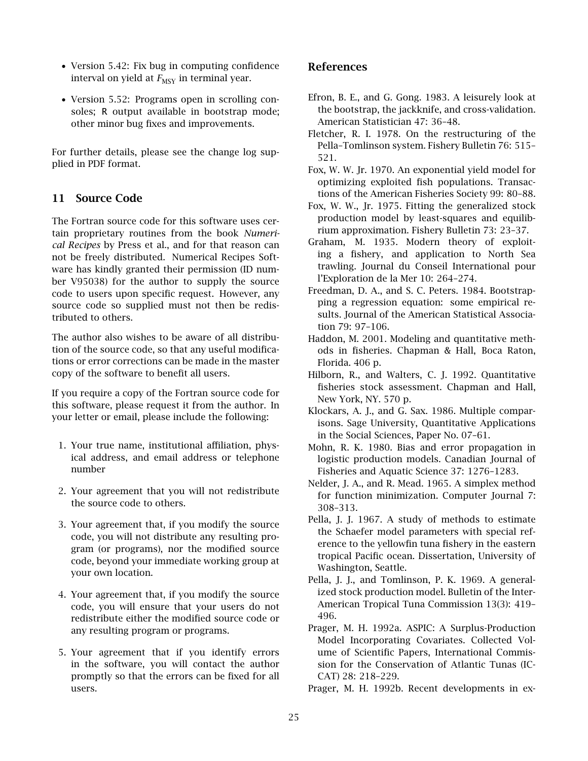- Version 5.42: Fix bug in computing confidence interval on yield at $F_{MSY}$ in terminal year.

- Version 5.52: Programs open in scrolling consoles; R output available in bootstrap mode; other minor bug fixes and improvements.

For further details, please see the change log supplied in PDF format.

## 11 Source Code

The Fortran source code for this software uses certain proprietary routines from the book *Numerical Recipes* by Press et al., and for that reason can not be freely distributed. Numerical Recipes Software has kindly granted their permission (ID number V95038) for the author to supply the source code to users upon specific request. However, any source code so supplied must not then be redistributed to others.

The author also wishes to be aware of all distribution of the source code, so that any useful modifications or error corrections can be made in the master copy of the software to benefit all users.

If you require a copy of the Fortran source code for this software, please request it from the author. In your letter or email, please include the following:

1. Your true name, institutional affiliation, physical address, and email address or telephone number

2. Your agreement that you will not redistribute the source code to others.

3. Your agreement that, if you modify the source code, you will not distribute any resulting program (or programs), nor the modified source code, beyond your immediate working group at your own location.

4. Your agreement that, if you modify the source code, you will ensure that your users do not redistribute either the modified source code or any resulting program or programs.

5. Your agreement that if you identify errors in the software, you will contact the author promptly so that the errors can be fixed for all users.

## References

Efron, B. E., and G. Gong. 1983. A leisurely look at the bootstrap, the jackknife, and cross-validation. American Statistician 47: 36–48.

Fletcher, R. I. 1978. On the restructuring of the Pella–Tomlinson system. Fishery Bulletin 76: 515–521.

Fox, W. W. Jr. 1970. An exponential yield model for optimizing exploited fish populations. Transactions of the American Fisheries Society 99: 80–88.

Fox, W. W., Jr. 1975. Fitting the generalized stock production model by least-squares and equilibrium approximation. Fishery Bulletin 73: 23–37.

Graham, M. 1935. Modern theory of exploiting a fishery, and application to North Sea trawling. Journal du Conseil International pour l'Exploration de la Mer 10: 264–274.

Freedman, D. A., and S. C. Peters. 1984. Bootstrapping a regression equation: some empirical results. Journal of the American Statistical Association 79: 97–106.

Haddon, M. 2001. Modeling and quantitative methods in fisheries. Chapman & Hall, Boca Raton, Florida. 406 p.

Hilborn, R., and Walters, C. J. 1992. Quantitative fisheries stock assessment. Chapman and Hall, New York, NY. 570 p.

Klockars, A. J., and G. Sax. 1986. Multiple comparisons. Sage University, Quantitative Applications in the Social Sciences, Paper No. 07–61.

Mohn, R. K. 1980. Bias and error propagation in logistic production models. Canadian Journal of Fisheries and Aquatic Science 37: 1276–1283.

Nelder, J. A., and R. Mead. 1965. A simplex method for function minimization. Computer Journal 7: 308–313.

Pella, J. J. 1967. A study of methods to estimate the Schaefer model parameters with special reference to the yellowfin tuna fishery in the eastern tropical Pacific ocean. Dissertation, University of Washington, Seattle.

Pella, J. J., and Tomlinson, P. K. 1969. A generalized stock production model. Bulletin of the Inter-American Tropical Tuna Commission 13(3): 419–496.

Prager, M. H. 1992a. ASPIC: A Surplus-Production Model Incorporating Covariates. Collected Volume of Scientific Papers, International Commission for the Conservation of Atlantic Tunas (ICCAT) 28: 218–229.

Prager, M. H. 1992b. Recent developments in ex-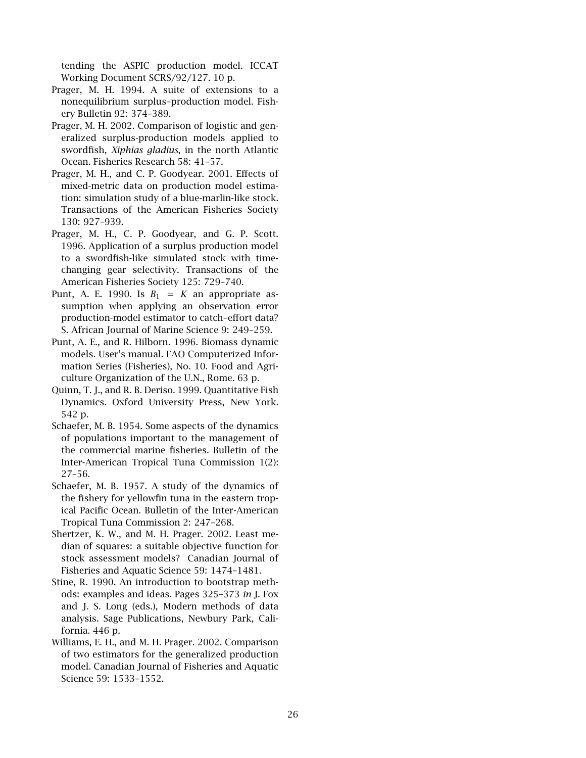tending the ASPIC production model. ICCAT Working Document SCRS/92/127. 10 p.

Prager, M. H. 1994. A suite of extensions to a nonequilibrium surplus–production model. Fishery Bulletin 92: 374–389.

Prager, M. H. 2002. Comparison of logistic and generalized surplus-production models applied to swordfish, *Xiphias gladius*, in the north Atlantic Ocean. Fisheries Research 58: 41–57.

Prager, M. H., and C. P. Goodyear. 2001. Effects of mixed-metric data on production model estimation: simulation study of a blue-marlin-like stock. Transactions of the American Fisheries Society 130: 927–939.

Prager, M. H., C. P. Goodyear, and G. P. Scott. 1996. Application of a surplus production model to a swordfish-like simulated stock with time-changing gear selectivity. Transactions of the American Fisheries Society 125: 729–740.

Punt, A. E. 1990. Is $B_1 = K$ an appropriate assumption when applying an observation error production-model estimator to catch–effort data? S. African Journal of Marine Science 9: 249–259.

Punt, A. E., and R. Hilborn. 1996. Biomass dynamic models. User's manual. FAO Computerized Information Series (Fisheries), No. 10. Food and Agriculture Organization of the U.N., Rome. 63 p.

Quinn, T. J., and R. B. Deriso. 1999. Quantitative Fish Dynamics. Oxford University Press, New York. 542 p.

Schaefer, M. B. 1954. Some aspects of the dynamics of populations important to the management of the commercial marine fisheries. Bulletin of the Inter-American Tropical Tuna Commission 1(2): 27–56.

Schaefer, M. B. 1957. A study of the dynamics of the fishery for yellowfin tuna in the eastern tropical Pacific Ocean. Bulletin of the Inter-American Tropical Tuna Commission 2: 247–268.

Shertzer, K. W., and M. H. Prager. 2002. Least median of squares: a suitable objective function for stock assessment models? Canadian Journal of Fisheries and Aquatic Science 59: 1474–1481.

Stine, R. 1990. An introduction to bootstrap methods: examples and ideas. Pages 325–373 *in* J. Fox and J. S. Long (eds.), Modern methods of data analysis. Sage Publications, Newbury Park, California. 446 p.

Williams, E. H., and M. H. Prager. 2002. Comparison of two estimators for the generalized production model. Canadian Journal of Fisheries and Aquatic Science 59: 1533–1552.